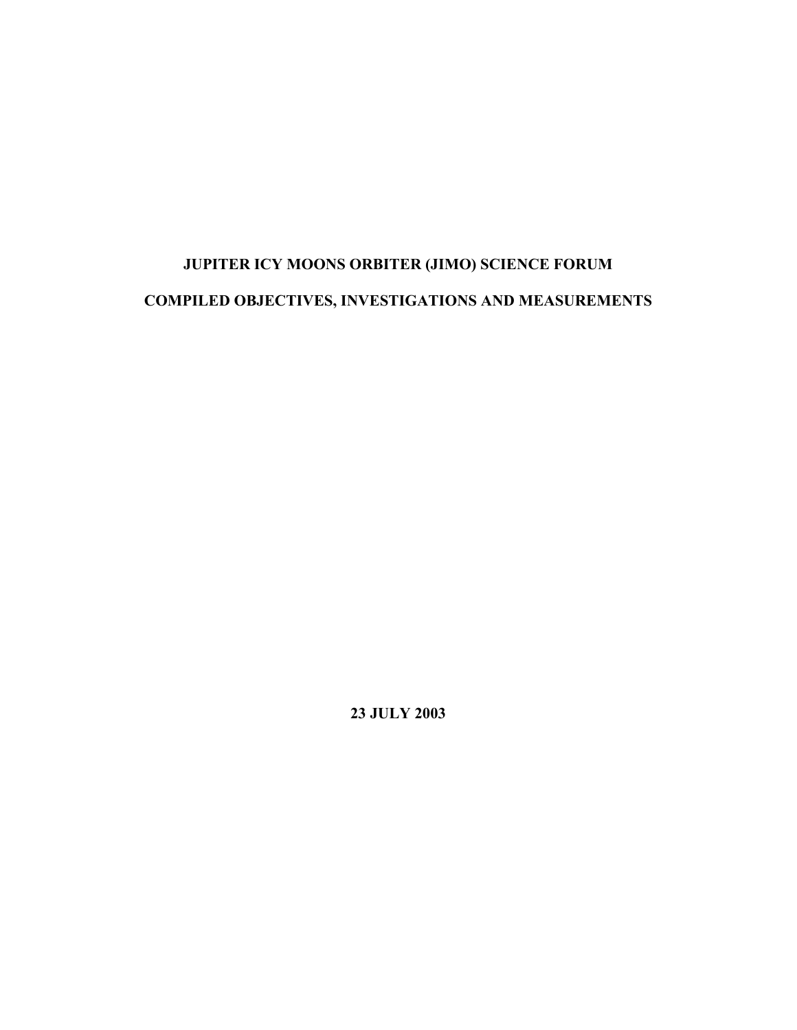# JUPITER ICY MOONS ORBITER (JIMO) SCIENCE FORUM

# COMPILED OBJECTIVES, INVESTIGATIONS AND MEASUREMENTS

**23 JULY 2003**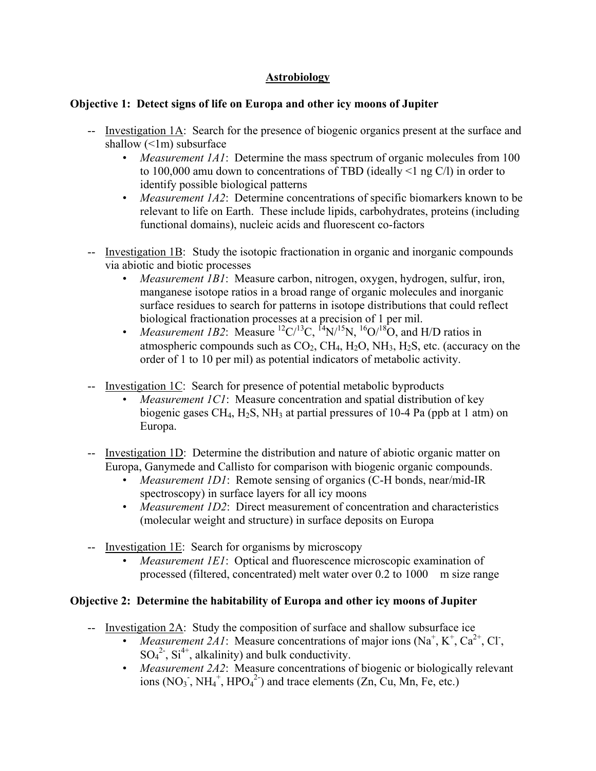# Astrobiology

**Objective 1: Detect signs of life on Europa and other icy moons of Jupiter**

-- Investigation 1A: Search for the presence of biogenic organics present at the surface and shallow (<1m) subsurface

- *Measurement 1A1*: Determine the mass spectrum of organic molecules from 100 to 100,000 amu down to concentrations of TBD (ideally <1 ng C/l) in order to identify possible biological patterns
- *Measurement 1A2*: Determine concentrations of specific biomarkers known to be relevant to life on Earth. These include lipids, carbohydrates, proteins (including functional domains), nucleic acids and fluorescent co-factors

-- Investigation 1B: Study the isotopic fractionation in organic and inorganic compounds via abiotic and biotic processes

- *Measurement 1B1*: Measure carbon, nitrogen, oxygen, hydrogen, sulfur, iron, manganese isotope ratios in a broad range of organic molecules and inorganic surface residues to search for patterns in isotope distributions that could reflect biological fractionation processes at a precision of 1 per mil.
- *Measurement 1B2*: Measure $^{12}C/^{13}C$, $^{14}N/^{15}N$, $^{16}O/^{18}O$, and H/D ratios in atmospheric compounds such as $CO_2$, $CH_4$, $H_2O$, $NH_3$, $H_2S$, etc. (accuracy on the order of 1 to 10 per mil) as potential indicators of metabolic activity.

-- Investigation 1C: Search for presence of potential metabolic byproducts

- *Measurement 1C1*: Measure concentration and spatial distribution of key biogenic gases $CH_4$, $H_2S$, $NH_3$ at partial pressures of 10-4 Pa (ppb at 1 atm) on Europa.

-- Investigation 1D: Determine the distribution and nature of abiotic organic matter on Europa, Ganymede and Callisto for comparison with biogenic organic compounds.

- *Measurement 1D1*: Remote sensing of organics (C-H bonds, near/mid-IR spectroscopy) in surface layers for all icy moons
- *Measurement 1D2*: Direct measurement of concentration and characteristics (molecular weight and structure) in surface deposits on Europa

-- Investigation 1E: Search for organisms by microscopy

- *Measurement 1E1*: Optical and fluorescence microscopic examination of processed (filtered, concentrated) melt water over 0.2 to 1000 m size range

**Objective 2: Determine the habitability of Europa and other icy moons of Jupiter**

-- Investigation 2A: Study the composition of surface and shallow subsurface ice

- *Measurement 2A1*: Measure concentrations of major ions ($Na^+$, $K^+$, $Ca^{2+}$, $Cl^-$, $SO_4^{2-}$, $Si^{4+}$, alkalinity) and bulk conductivity.
- *Measurement 2A2*: Measure concentrations of biogenic or biologically relevant ions ($NO_3^-$, $NH_4^+$, $HPO_4^{2-}$) and trace elements (Zn, Cu, Mn, Fe, etc.)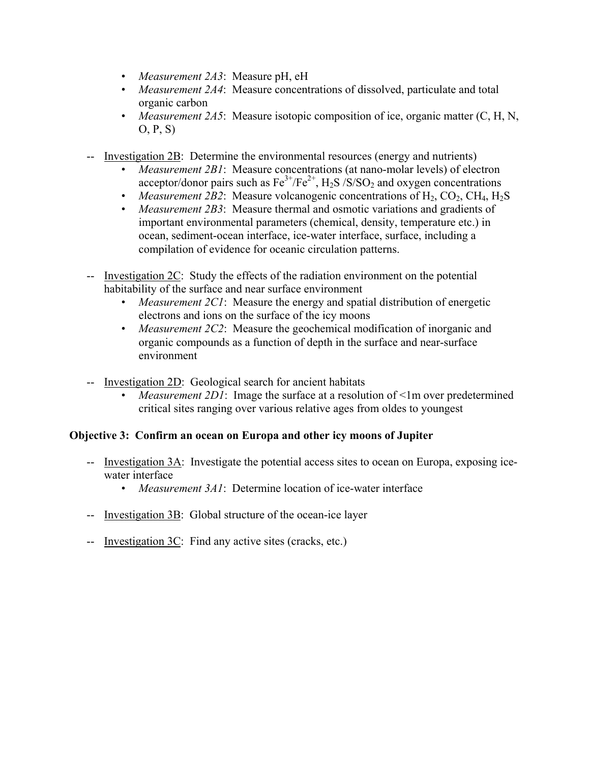- *Measurement 2A3*: Measure pH, eH
- *Measurement 2A4*: Measure concentrations of dissolved, particulate and total organic carbon
- *Measurement 2A5*: Measure isotopic composition of ice, organic matter (C, H, N, O, P, S)

-- Investigation 2B: Determine the environmental resources (energy and nutrients)

- *Measurement 2B1*: Measure concentrations (at nano-molar levels) of electron acceptor/donor pairs such as $Fe^{3+}/Fe^{2+}$, $H_2S$ /S/$SO_2$ and oxygen concentrations
- *Measurement 2B2*: Measure volcanogenic concentrations of $H_2$, $CO_2$, $CH_4$, $H_2S$
- *Measurement 2B3*: Measure thermal and osmotic variations and gradients of important environmental parameters (chemical, density, temperature etc.) in ocean, sediment-ocean interface, ice-water interface, surface, including a compilation of evidence for oceanic circulation patterns.

-- Investigation 2C: Study the effects of the radiation environment on the potential habitability of the surface and near surface environment

- *Measurement 2C1*: Measure the energy and spatial distribution of energetic electrons and ions on the surface of the icy moons
- *Measurement 2C2*: Measure the geochemical modification of inorganic and organic compounds as a function of depth in the surface and near-surface environment

-- Investigation 2D: Geological search for ancient habitats

- *Measurement 2D1*: Image the surface at a resolution of <1m over predetermined critical sites ranging over various relative ages from oldes to youngest

**Objective 3: Confirm an ocean on Europa and other icy moons of Jupiter**

-- Investigation 3A: Investigate the potential access sites to ocean on Europa, exposing ice-water interface

- *Measurement 3A1*: Determine location of ice-water interface

-- Investigation 3B: Global structure of the ocean-ice layer

-- Investigation 3C: Find any active sites (cracks, etc.)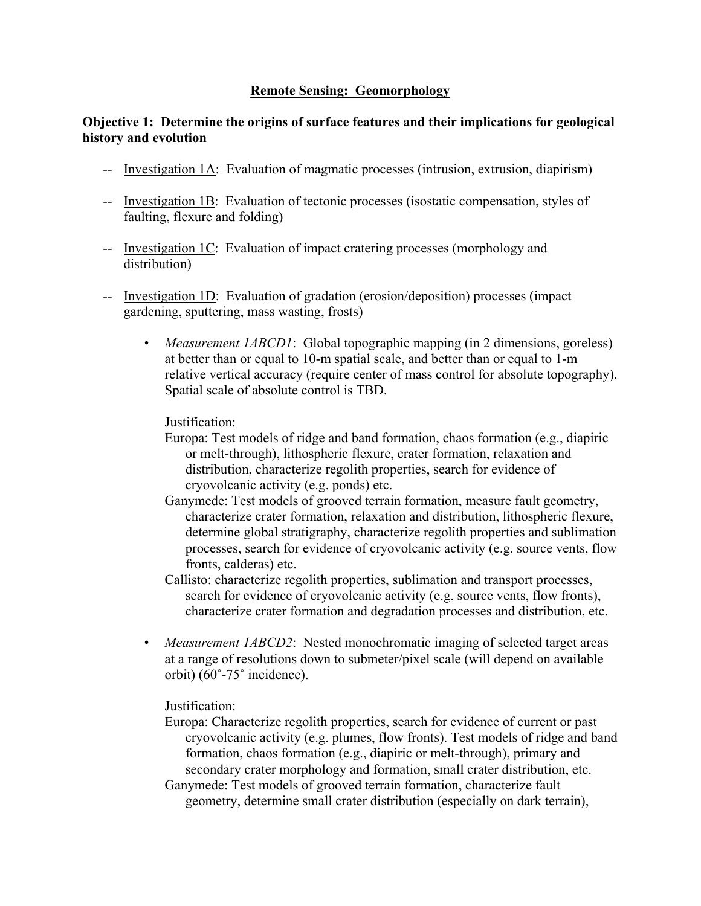## Remote Sensing: Geomorphology

**Objective 1: Determine the origins of surface features and their implications for geological history and evolution**

- Investigation 1A: Evaluation of magmatic processes (intrusion, extrusion, diapirism)

- Investigation 1B: Evaluation of tectonic processes (isostatic compensation, styles of faulting, flexure and folding)

- Investigation 1C: Evaluation of impact cratering processes (morphology and distribution)

- Investigation 1D: Evaluation of gradation (erosion/deposition) processes (impact gardening, sputtering, mass wasting, frosts)

  - *Measurement 1ABCD1*: Global topographic mapping (in 2 dimensions, goreless) at better than or equal to 10-m spatial scale, and better than or equal to 1-m relative vertical accuracy (require center of mass control for absolute topography). Spatial scale of absolute control is TBD.

    Justification:

    Europa: Test models of ridge and band formation, chaos formation (e.g., diapiric or melt-through), lithospheric flexure, crater formation, relaxation and distribution, characterize regolith properties, search for evidence of cryovolcanic activity (e.g. ponds) etc.

    Ganymede: Test models of grooved terrain formation, measure fault geometry, characterize crater formation, relaxation and distribution, lithospheric flexure, determine global stratigraphy, characterize regolith properties and sublimation processes, search for evidence of cryovolcanic activity (e.g. source vents, flow fronts, calderas) etc.

    Callisto: characterize regolith properties, sublimation and transport processes, search for evidence of cryovolcanic activity (e.g. source vents, flow fronts), characterize crater formation and degradation processes and distribution, etc.

  - *Measurement 1ABCD2*: Nested monochromatic imaging of selected target areas at a range of resolutions down to submeter/pixel scale (will depend on available orbit) (60˚-75˚ incidence).

    Justification:

    Europa: Characterize regolith properties, search for evidence of current or past cryovolcanic activity (e.g. plumes, flow fronts). Test models of ridge and band formation, chaos formation (e.g., diapiric or melt-through), primary and secondary crater morphology and formation, small crater distribution, etc.

    Ganymede: Test models of grooved terrain formation, characterize fault geometry, determine small crater distribution (especially on dark terrain),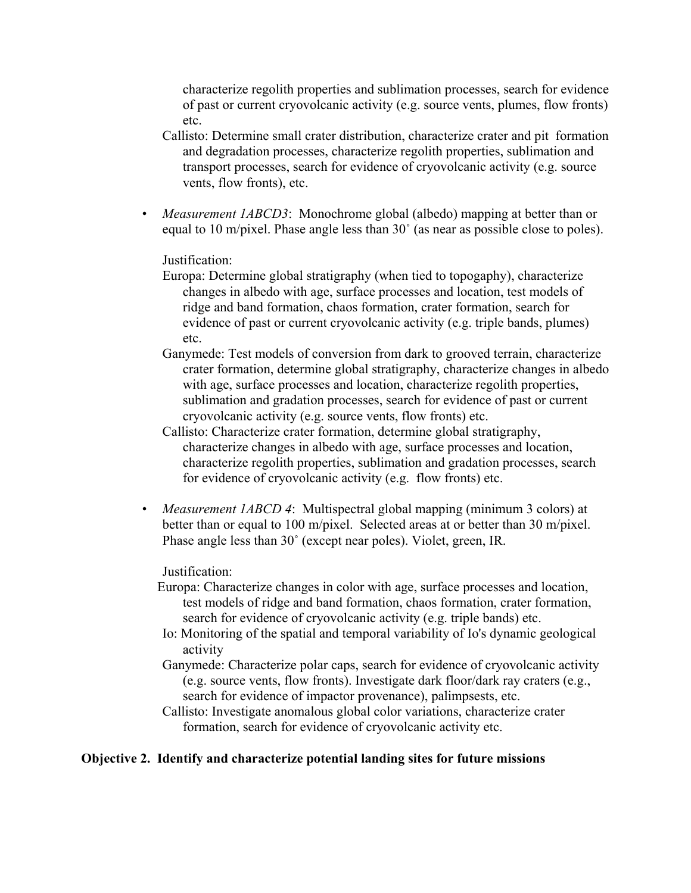characterize regolith properties and sublimation processes, search for evidence of past or current cryovolcanic activity (e.g. source vents, plumes, flow fronts) etc.

Callisto: Determine small crater distribution, characterize crater and pit formation and degradation processes, characterize regolith properties, sublimation and transport processes, search for evidence of cryovolcanic activity (e.g. source vents, flow fronts), etc.

- *Measurement 1ABCD3*: Monochrome global (albedo) mapping at better than or equal to 10 m/pixel. Phase angle less than 30˚ (as near as possible close to poles).

  Justification:

  Europa: Determine global stratigraphy (when tied to topogaphy), characterize changes in albedo with age, surface processes and location, test models of ridge and band formation, chaos formation, crater formation, search for evidence of past or current cryovolcanic activity (e.g. triple bands, plumes) etc.

  Ganymede: Test models of conversion from dark to grooved terrain, characterize crater formation, determine global stratigraphy, characterize changes in albedo with age, surface processes and location, characterize regolith properties, sublimation and gradation processes, search for evidence of past or current cryovolcanic activity (e.g. source vents, flow fronts) etc.

  Callisto: Characterize crater formation, determine global stratigraphy, characterize changes in albedo with age, surface processes and location, characterize regolith properties, sublimation and gradation processes, search for evidence of cryovolcanic activity (e.g. flow fronts) etc.

- *Measurement 1ABCD 4*: Multispectral global mapping (minimum 3 colors) at better than or equal to 100 m/pixel. Selected areas at or better than 30 m/pixel. Phase angle less than 30˚ (except near poles). Violet, green, IR.

  Justification:

  Europa: Characterize changes in color with age, surface processes and location, test models of ridge and band formation, chaos formation, crater formation, search for evidence of cryovolcanic activity (e.g. triple bands) etc.

  Io: Monitoring of the spatial and temporal variability of Io's dynamic geological activity

  Ganymede: Characterize polar caps, search for evidence of cryovolcanic activity (e.g. source vents, flow fronts). Investigate dark floor/dark ray craters (e.g., search for evidence of impactor provenance), palimpsests, etc.

  Callisto: Investigate anomalous global color variations, characterize crater formation, search for evidence of cryovolcanic activity etc.

**Objective 2. Identify and characterize potential landing sites for future missions**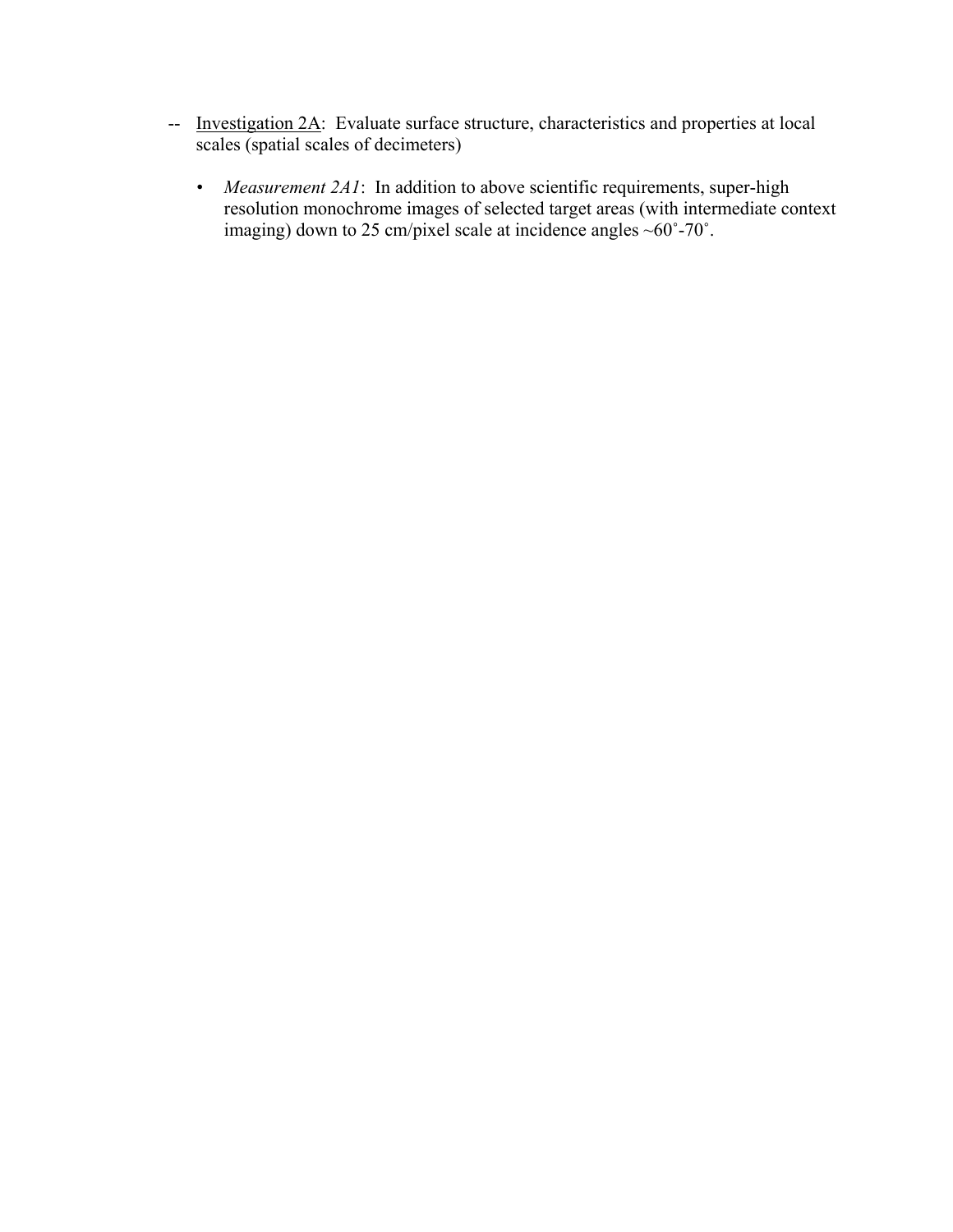-- <u>Investigation 2A</u>: Evaluate surface structure, characteristics and properties at local scales (spatial scales of decimeters)

- *Measurement 2A1*: In addition to above scientific requirements, super-high resolution monochrome images of selected target areas (with intermediate context imaging) down to 25 cm/pixel scale at incidence angles ~60˚-70˚.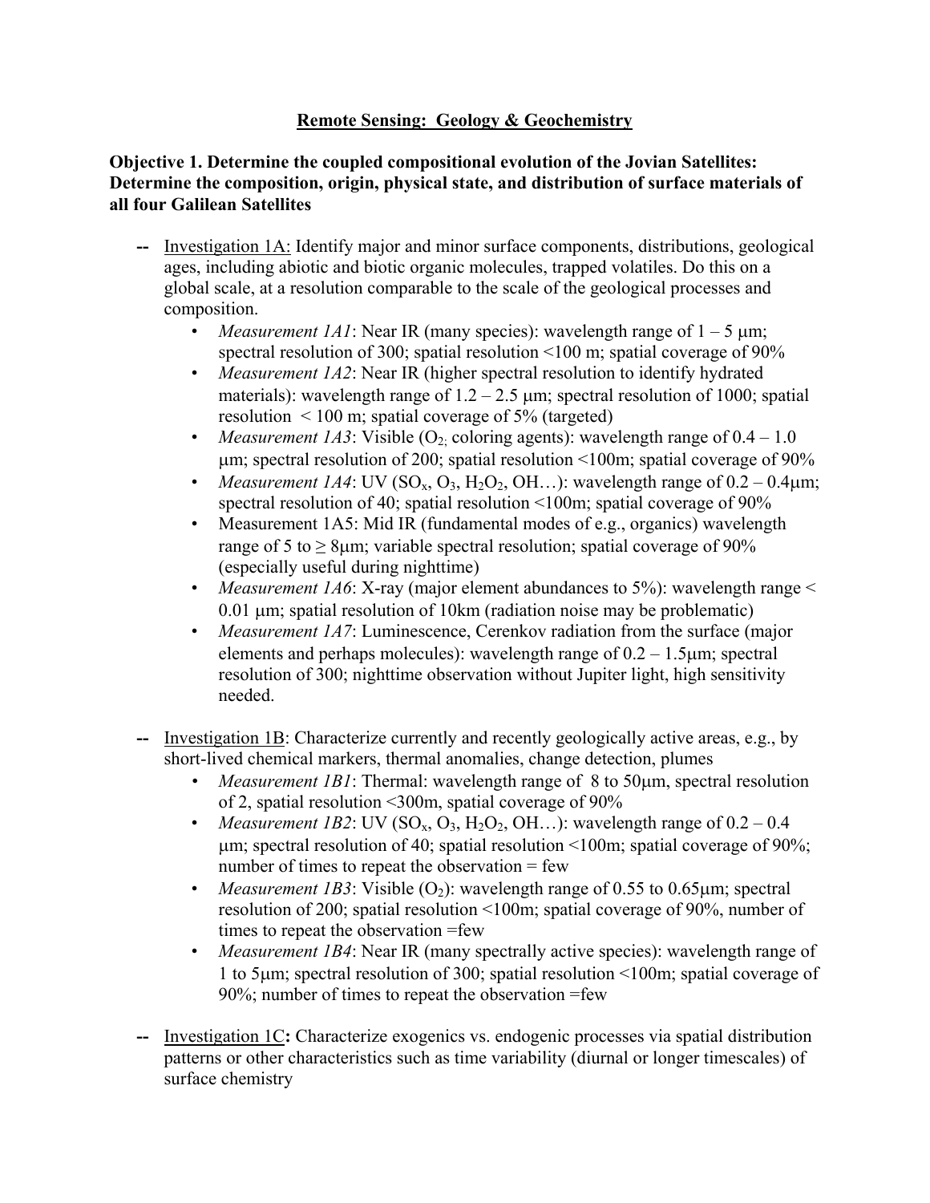## Remote Sensing: Geology & Geochemistry

**Objective 1. Determine the coupled compositional evolution of the Jovian Satellites: Determine the composition, origin, physical state, and distribution of surface materials of all four Galilean Satellites**

-- Investigation 1A: Identify major and minor surface components, distributions, geological ages, including abiotic and biotic organic molecules, trapped volatiles. Do this on a global scale, at a resolution comparable to the scale of the geological processes and composition.

- *Measurement 1A1*: Near IR (many species): wavelength range of 1 – 5 μm; spectral resolution of 300; spatial resolution <100 m; spatial coverage of 90%
- *Measurement 1A2*: Near IR (higher spectral resolution to identify hydrated materials): wavelength range of 1.2 – 2.5 μm; spectral resolution of 1000; spatial resolution < 100 m; spatial coverage of 5% (targeted)
- *Measurement 1A3*: Visible ($O_2$; coloring agents): wavelength range of 0.4 – 1.0 μm; spectral resolution of 200; spatial resolution <100m; spatial coverage of 90%
- *Measurement 1A4*: UV ($SO_x$, $O_3$, $H_2O_2$, OH…): wavelength range of 0.2 – 0.4μm; spectral resolution of 40; spatial resolution <100m; spatial coverage of 90%
- Measurement 1A5: Mid IR (fundamental modes of e.g., organics) wavelength range of 5 to ≥ 8μm; variable spectral resolution; spatial coverage of 90% (especially useful during nighttime)
- *Measurement 1A6*: X-ray (major element abundances to 5%): wavelength range < 0.01 μm; spatial resolution of 10km (radiation noise may be problematic)
- *Measurement 1A7*: Luminescence, Cerenkov radiation from the surface (major elements and perhaps molecules): wavelength range of 0.2 – 1.5μm; spectral resolution of 300; nighttime observation without Jupiter light, high sensitivity needed.

-- Investigation 1B: Characterize currently and recently geologically active areas, e.g., by short-lived chemical markers, thermal anomalies, change detection, plumes

- *Measurement 1B1*: Thermal: wavelength range of 8 to 50μm, spectral resolution of 2, spatial resolution <300m, spatial coverage of 90%
- *Measurement 1B2*: UV ($SO_x$, $O_3$, $H_2O_2$, OH…): wavelength range of 0.2 – 0.4 μm; spectral resolution of 40; spatial resolution <100m; spatial coverage of 90%; number of times to repeat the observation = few
- *Measurement 1B3*: Visible ($O_2$): wavelength range of 0.55 to 0.65μm; spectral resolution of 200; spatial resolution <100m; spatial coverage of 90%, number of times to repeat the observation =few
- *Measurement 1B4*: Near IR (many spectrally active species): wavelength range of 1 to 5μm; spectral resolution of 300; spatial resolution <100m; spatial coverage of 90%; number of times to repeat the observation =few

-- Investigation 1C**:** Characterize exogenics vs. endogenic processes via spatial distribution patterns or other characteristics such as time variability (diurnal or longer timescales) of surface chemistry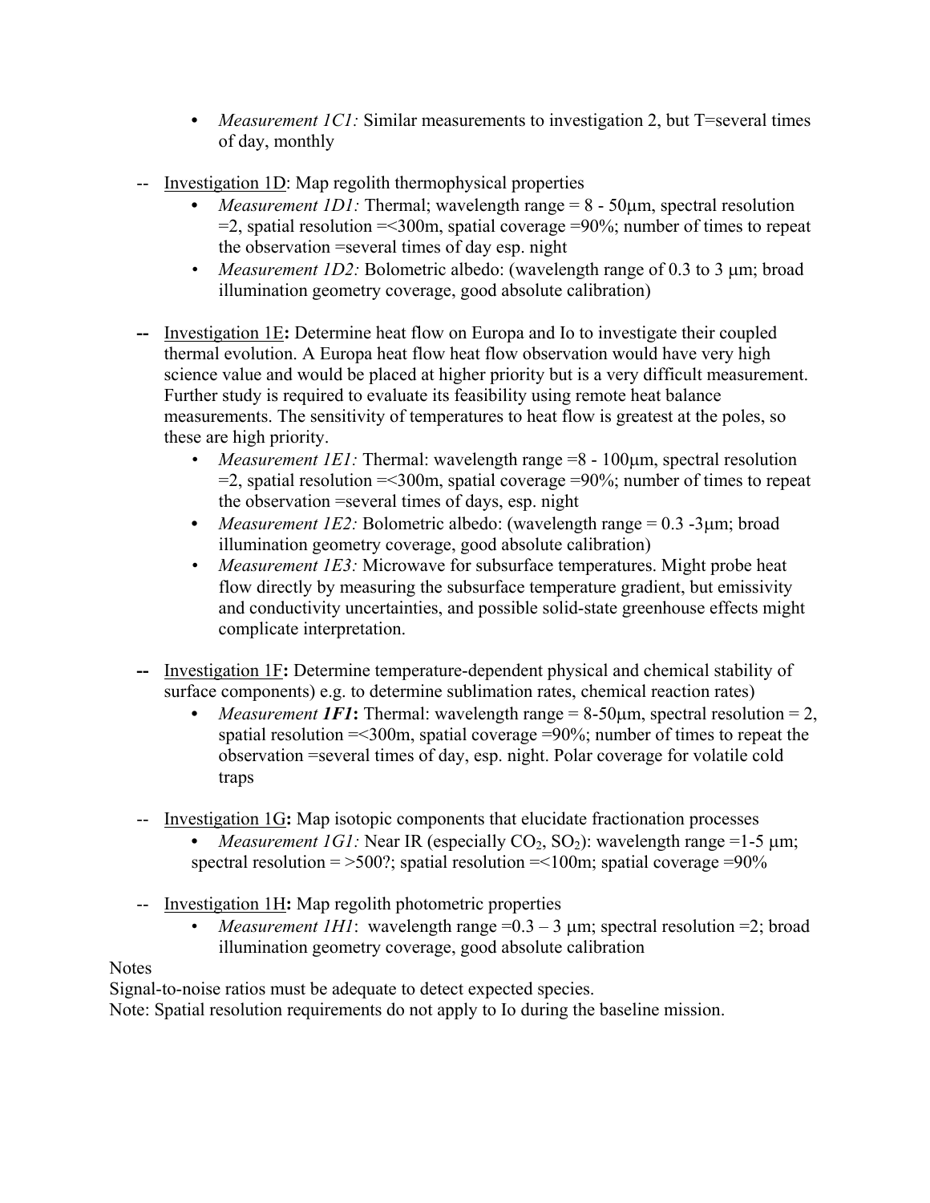- *Measurement 1C1:* Similar measurements to investigation 2, but T=several times of day, monthly

-- Investigation 1D: Map regolith thermophysical properties

- *Measurement 1D1:* Thermal; wavelength range = 8 - 50μm, spectral resolution =2, spatial resolution =<300m, spatial coverage =90%; number of times to repeat the observation =several times of day esp. night
- *Measurement 1D2:* Bolometric albedo: (wavelength range of 0.3 to 3 μm; broad illumination geometry coverage, good absolute calibration)

**--** Investigation 1E**:** Determine heat flow on Europa and Io to investigate their coupled thermal evolution. A Europa heat flow heat flow observation would have very high science value and would be placed at higher priority but is a very difficult measurement. Further study is required to evaluate its feasibility using remote heat balance measurements. The sensitivity of temperatures to heat flow is greatest at the poles, so these are high priority.

- *Measurement 1E1:* Thermal: wavelength range =8 - 100μm, spectral resolution =2, spatial resolution =<300m, spatial coverage =90%; number of times to repeat the observation =several times of days, esp. night
- *Measurement 1E2:* Bolometric albedo: (wavelength range = 0.3 -3μm; broad illumination geometry coverage, good absolute calibration)
- *Measurement 1E3:* Microwave for subsurface temperatures. Might probe heat flow directly by measuring the subsurface temperature gradient, but emissivity and conductivity uncertainties, and possible solid-state greenhouse effects might complicate interpretation.

**--** Investigation 1F**:** Determine temperature-dependent physical and chemical stability of surface components) e.g. to determine sublimation rates, chemical reaction rates)

- *Measurement **1F1*****:** Thermal: wavelength range = 8-50μm, spectral resolution = 2, spatial resolution =<300m, spatial coverage =90%; number of times to repeat the observation =several times of day, esp. night. Polar coverage for volatile cold traps

-- Investigation 1G**:** Map isotopic components that elucidate fractionation processes

- *Measurement 1G1:* Near IR (especially $CO_2$, $SO_2$): wavelength range =1-5 μm; spectral resolution = >500?; spatial resolution =<100m; spatial coverage =90%

-- Investigation 1H**:** Map regolith photometric properties

- *Measurement 1H1*: wavelength range =0.3 – 3 μm; spectral resolution =2; broad illumination geometry coverage, good absolute calibration

Notes

Signal-to-noise ratios must be adequate to detect expected species.

Note: Spatial resolution requirements do not apply to Io during the baseline mission.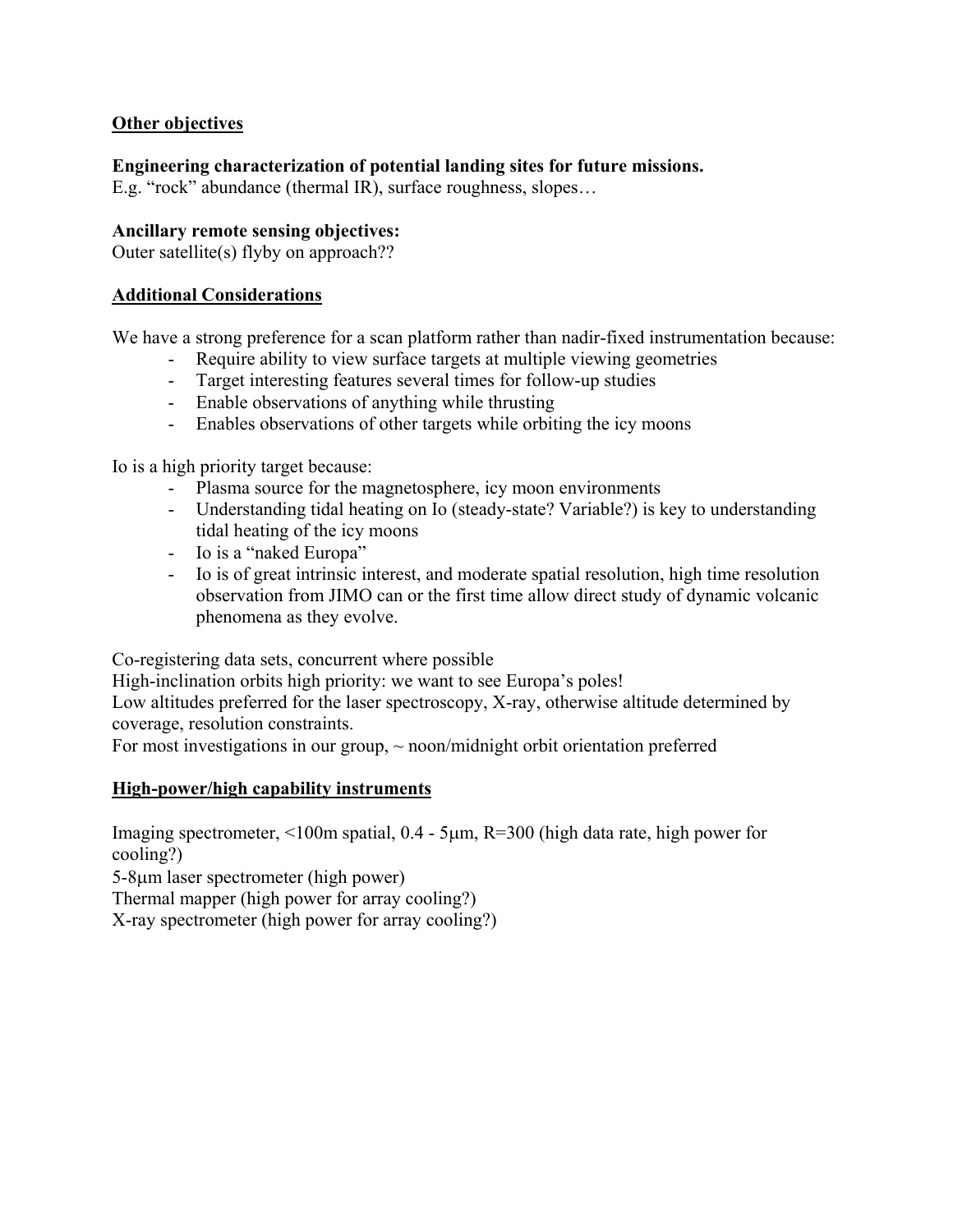## Other objectives

**Engineering characterization of potential landing sites for future missions.**
E.g. "rock" abundance (thermal IR), surface roughness, slopes…

**Ancillary remote sensing objectives:**
Outer satellite(s) flyby on approach??

## Additional Considerations

We have a strong preference for a scan platform rather than nadir-fixed instrumentation because:

- Require ability to view surface targets at multiple viewing geometries
- Target interesting features several times for follow-up studies
- Enable observations of anything while thrusting
- Enables observations of other targets while orbiting the icy moons

Io is a high priority target because:

- Plasma source for the magnetosphere, icy moon environments
- Understanding tidal heating on Io (steady-state? Variable?) is key to understanding tidal heating of the icy moons
- Io is a "naked Europa"
- Io is of great intrinsic interest, and moderate spatial resolution, high time resolution observation from JIMO can or the first time allow direct study of dynamic volcanic phenomena as they evolve.

Co-registering data sets, concurrent where possible
High-inclination orbits high priority: we want to see Europa's poles!
Low altitudes preferred for the laser spectroscopy, X-ray, otherwise altitude determined by coverage, resolution constraints.
For most investigations in our group, ~ noon/midnight orbit orientation preferred

## High-power/high capability instruments

Imaging spectrometer, <100m spatial, 0.4 - 5μm, R=300 (high data rate, high power for cooling?)
5-8μm laser spectrometer (high power)
Thermal mapper (high power for array cooling?)
X-ray spectrometer (high power for array cooling?)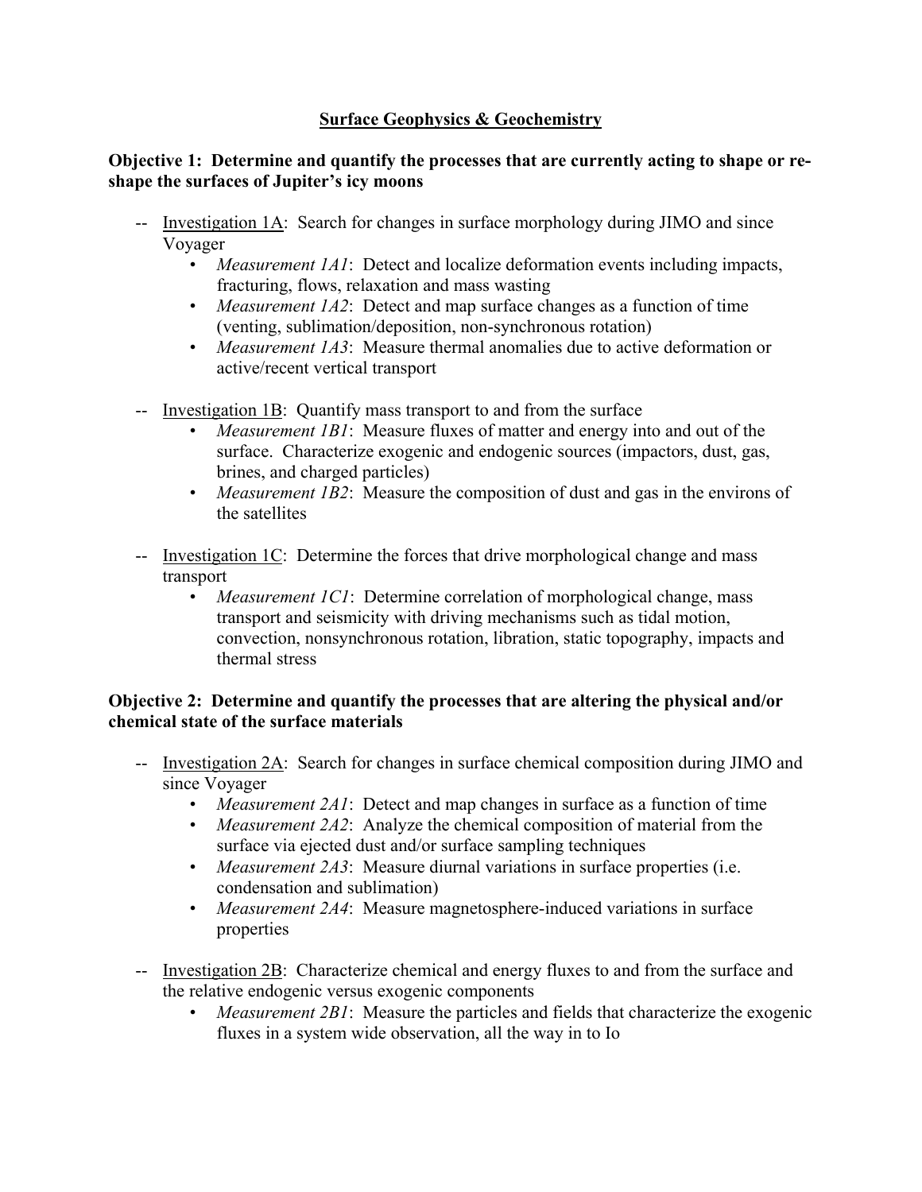## Surface Geophysics & Geochemistry

**Objective 1: Determine and quantify the processes that are currently acting to shape or re-shape the surfaces of Jupiter's icy moons**

-- Investigation 1A: Search for changes in surface morphology during JIMO and since Voyager

- *Measurement 1A1*: Detect and localize deformation events including impacts, fracturing, flows, relaxation and mass wasting
- *Measurement 1A2*: Detect and map surface changes as a function of time (venting, sublimation/deposition, non-synchronous rotation)
- *Measurement 1A3*: Measure thermal anomalies due to active deformation or active/recent vertical transport

-- Investigation 1B: Quantify mass transport to and from the surface

- *Measurement 1B1*: Measure fluxes of matter and energy into and out of the surface. Characterize exogenic and endogenic sources (impactors, dust, gas, brines, and charged particles)
- *Measurement 1B2*: Measure the composition of dust and gas in the environs of the satellites

-- Investigation 1C: Determine the forces that drive morphological change and mass transport

- *Measurement 1C1*: Determine correlation of morphological change, mass transport and seismicity with driving mechanisms such as tidal motion, convection, nonsynchronous rotation, libration, static topography, impacts and thermal stress

**Objective 2: Determine and quantify the processes that are altering the physical and/or chemical state of the surface materials**

-- Investigation 2A: Search for changes in surface chemical composition during JIMO and since Voyager

- *Measurement 2A1*: Detect and map changes in surface as a function of time
- *Measurement 2A2*: Analyze the chemical composition of material from the surface via ejected dust and/or surface sampling techniques
- *Measurement 2A3*: Measure diurnal variations in surface properties (i.e. condensation and sublimation)
- *Measurement 2A4*: Measure magnetosphere-induced variations in surface properties

-- Investigation 2B: Characterize chemical and energy fluxes to and from the surface and the relative endogenic versus exogenic components

- *Measurement 2B1*: Measure the particles and fields that characterize the exogenic fluxes in a system wide observation, all the way in to Io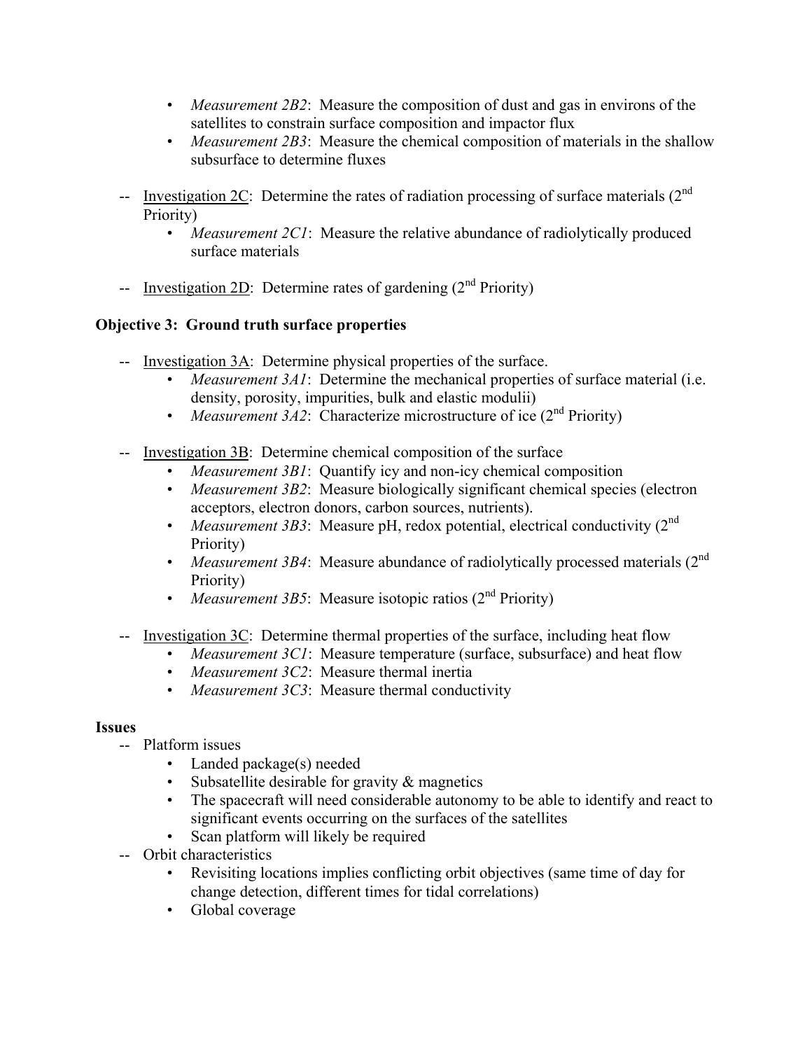- *Measurement 2B2*: Measure the composition of dust and gas in environs of the satellites to constrain surface composition and impactor flux
- *Measurement 2B3*: Measure the chemical composition of materials in the shallow subsurface to determine fluxes

-- Investigation 2C: Determine the rates of radiation processing of surface materials (2nd Priority)

- *Measurement 2C1*: Measure the relative abundance of radiolytically produced surface materials

-- Investigation 2D: Determine rates of gardening (2nd Priority)

**Objective 3: Ground truth surface properties**

-- Investigation 3A: Determine physical properties of the surface.

- *Measurement 3A1*: Determine the mechanical properties of surface material (i.e. density, porosity, impurities, bulk and elastic modulii)
- *Measurement 3A2*: Characterize microstructure of ice (2nd Priority)

-- Investigation 3B: Determine chemical composition of the surface

- *Measurement 3B1*: Quantify icy and non-icy chemical composition
- *Measurement 3B2*: Measure biologically significant chemical species (electron acceptors, electron donors, carbon sources, nutrients).
- *Measurement 3B3*: Measure pH, redox potential, electrical conductivity (2nd Priority)
- *Measurement 3B4*: Measure abundance of radiolytically processed materials (2nd Priority)
- *Measurement 3B5*: Measure isotopic ratios (2nd Priority)

-- Investigation 3C: Determine thermal properties of the surface, including heat flow

- *Measurement 3C1*: Measure temperature (surface, subsurface) and heat flow
- *Measurement 3C2*: Measure thermal inertia
- *Measurement 3C3*: Measure thermal conductivity

**Issues**

-- Platform issues

- Landed package(s) needed
- Subsatellite desirable for gravity & magnetics
- The spacecraft will need considerable autonomy to be able to identify and react to significant events occurring on the surfaces of the satellites
- Scan platform will likely be required

-- Orbit characteristics

- Revisiting locations implies conflicting orbit objectives (same time of day for change detection, different times for tidal correlations)
- Global coverage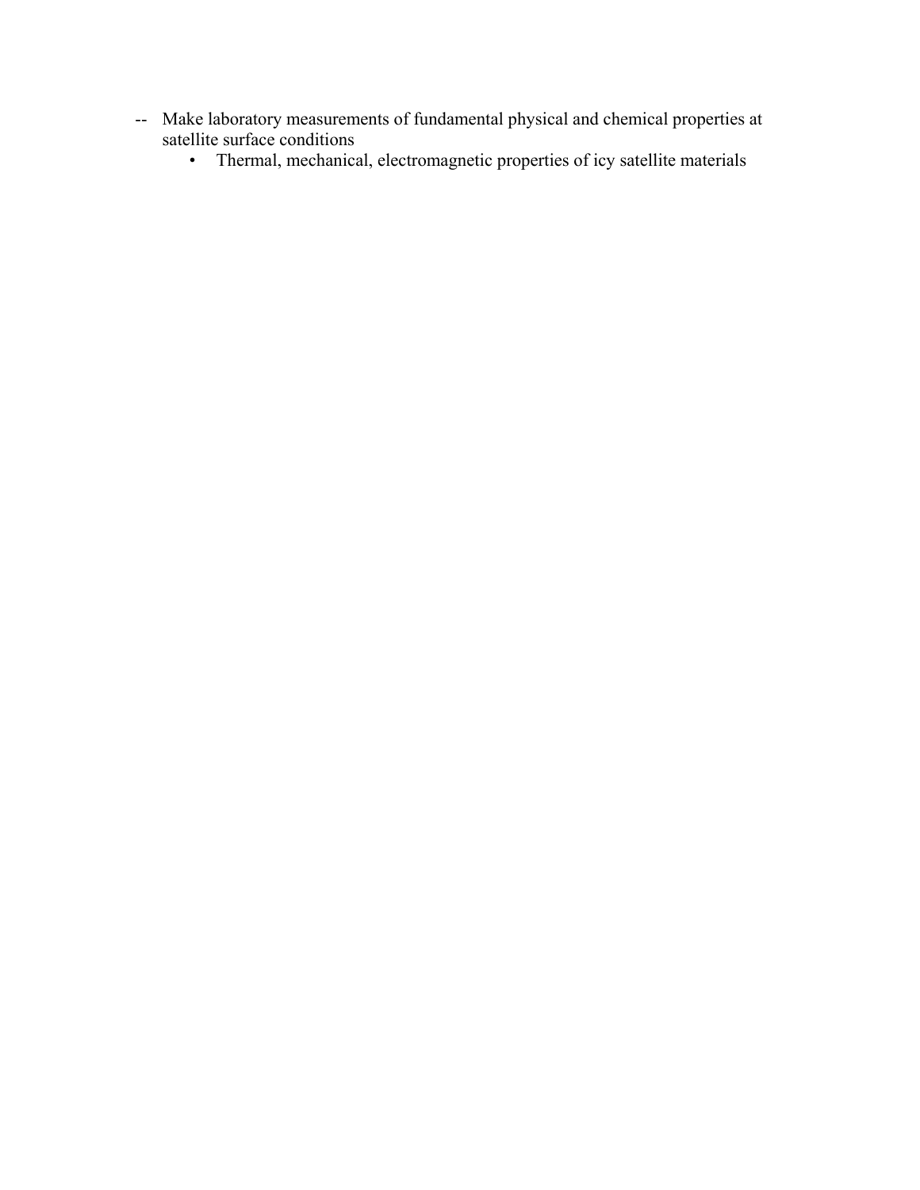-- Make laboratory measurements of fundamental physical and chemical properties at satellite surface conditions
    - Thermal, mechanical, electromagnetic properties of icy satellite materials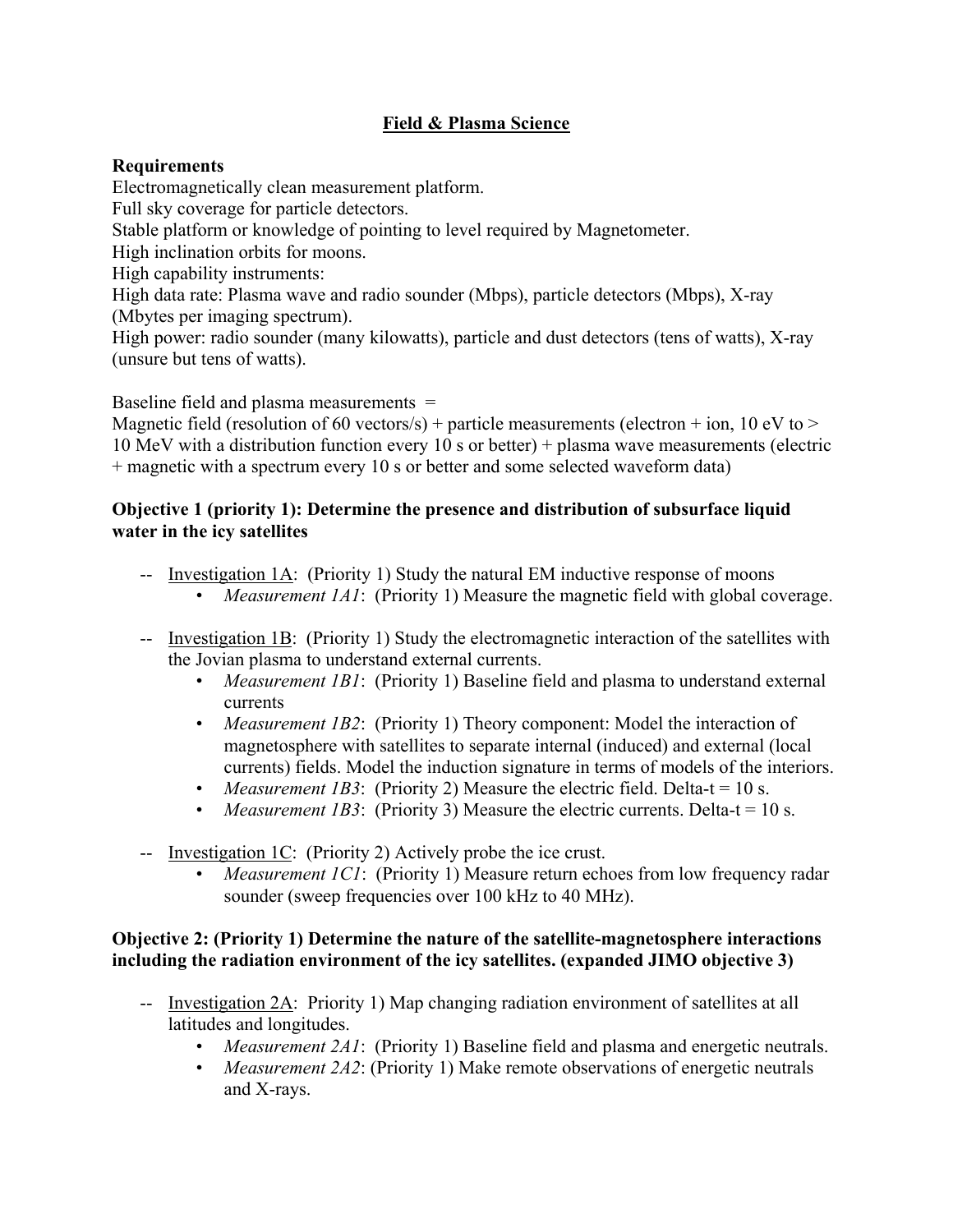## Field & Plasma Science

**Requirements**

Electromagnetically clean measurement platform.
Full sky coverage for particle detectors.
Stable platform or knowledge of pointing to level required by Magnetometer.
High inclination orbits for moons.
High capability instruments:
High data rate: Plasma wave and radio sounder (Mbps), particle detectors (Mbps), X-ray (Mbytes per imaging spectrum).
High power: radio sounder (many kilowatts), particle and dust detectors (tens of watts), X-ray (unsure but tens of watts).

Baseline field and plasma measurements =
Magnetic field (resolution of 60 vectors/s) + particle measurements (electron + ion, 10 eV to > 10 MeV with a distribution function every 10 s or better) + plasma wave measurements (electric + magnetic with a spectrum every 10 s or better and some selected waveform data)

**Objective 1 (priority 1): Determine the presence and distribution of subsurface liquid water in the icy satellites**

-- Investigation 1A: (Priority 1) Study the natural EM inductive response of moons
- *Measurement 1A1*: (Priority 1) Measure the magnetic field with global coverage.

-- Investigation 1B: (Priority 1) Study the electromagnetic interaction of the satellites with the Jovian plasma to understand external currents.
- *Measurement 1B1*: (Priority 1) Baseline field and plasma to understand external currents
- *Measurement 1B2*: (Priority 1) Theory component: Model the interaction of magnetosphere with satellites to separate internal (induced) and external (local currents) fields. Model the induction signature in terms of models of the interiors.
- *Measurement 1B3*: (Priority 2) Measure the electric field. Delta-t = 10 s.
- *Measurement 1B3*: (Priority 3) Measure the electric currents. Delta-t = 10 s.

-- Investigation 1C: (Priority 2) Actively probe the ice crust.
- *Measurement 1C1*: (Priority 1) Measure return echoes from low frequency radar sounder (sweep frequencies over 100 kHz to 40 MHz).

**Objective 2: (Priority 1) Determine the nature of the satellite-magnetosphere interactions including the radiation environment of the icy satellites. (expanded JIMO objective 3)**

-- Investigation 2A: Priority 1) Map changing radiation environment of satellites at all latitudes and longitudes.
- *Measurement 2A1*: (Priority 1) Baseline field and plasma and energetic neutrals.
- *Measurement 2A2*: (Priority 1) Make remote observations of energetic neutrals and X-rays.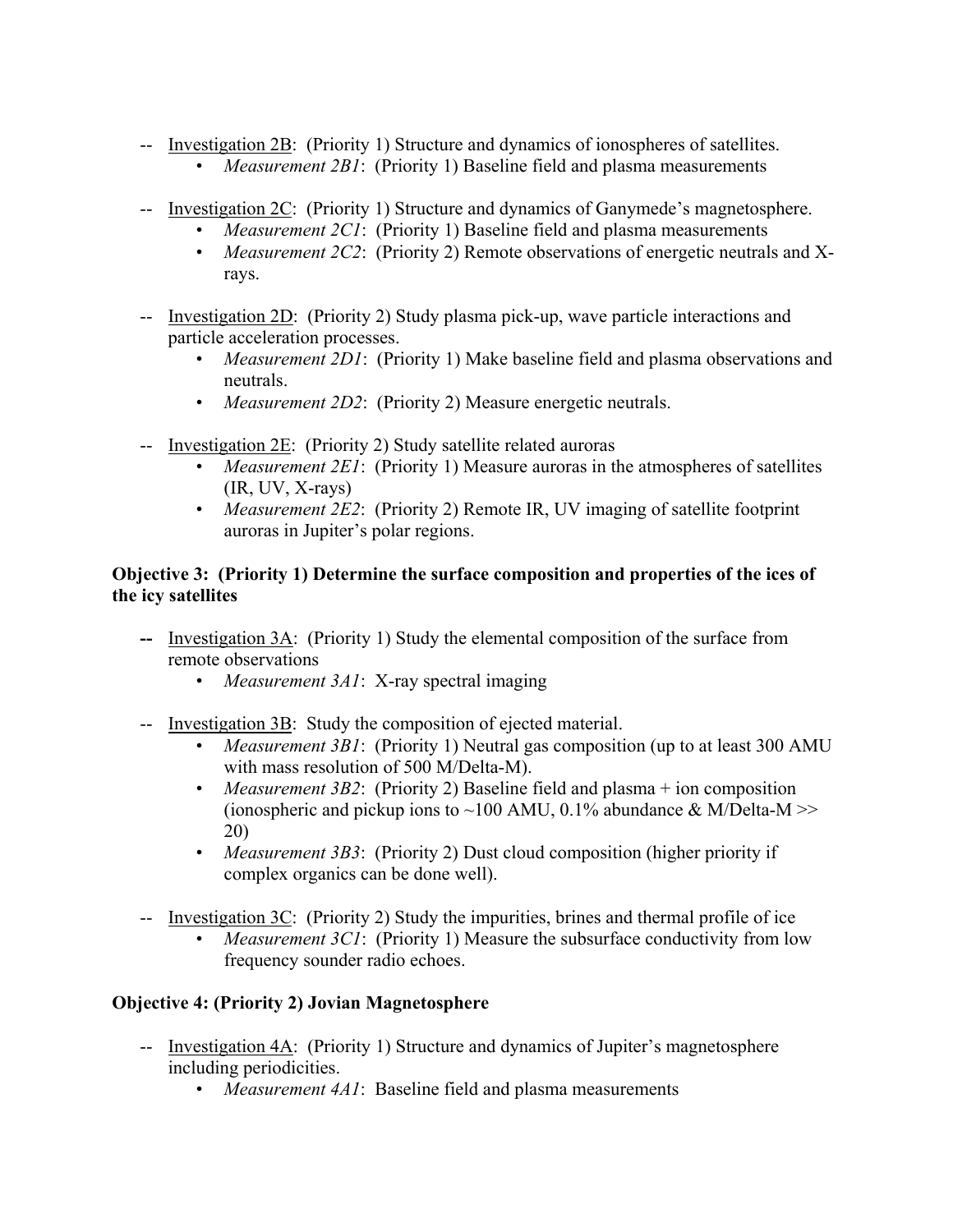-- <u>Investigation 2B</u>: (Priority 1) Structure and dynamics of ionospheres of satellites.
  - *Measurement 2B1*: (Priority 1) Baseline field and plasma measurements

-- <u>Investigation 2C</u>: (Priority 1) Structure and dynamics of Ganymede's magnetosphere.
  - *Measurement 2C1*: (Priority 1) Baseline field and plasma measurements
  - *Measurement 2C2*: (Priority 2) Remote observations of energetic neutrals and X-rays.

-- <u>Investigation 2D</u>: (Priority 2) Study plasma pick-up, wave particle interactions and particle acceleration processes.
  - *Measurement 2D1*: (Priority 1) Make baseline field and plasma observations and neutrals.
  - *Measurement 2D2*: (Priority 2) Measure energetic neutrals.

-- <u>Investigation 2E</u>: (Priority 2) Study satellite related auroras
  - *Measurement 2E1*: (Priority 1) Measure auroras in the atmospheres of satellites (IR, UV, X-rays)
  - *Measurement 2E2*: (Priority 2) Remote IR, UV imaging of satellite footprint auroras in Jupiter's polar regions.

**Objective 3: (Priority 1) Determine the surface composition and properties of the ices of the icy satellites**

-- <u>Investigation 3A</u>: (Priority 1) Study the elemental composition of the surface from remote observations
  - *Measurement 3A1*: X-ray spectral imaging

-- <u>Investigation 3B</u>: Study the composition of ejected material.
  - *Measurement 3B1*: (Priority 1) Neutral gas composition (up to at least 300 AMU with mass resolution of 500 M/Delta-M).
  - *Measurement 3B2*: (Priority 2) Baseline field and plasma + ion composition (ionospheric and pickup ions to ~100 AMU, 0.1% abundance & M/Delta-M >> 20)
  - *Measurement 3B3*: (Priority 2) Dust cloud composition (higher priority if complex organics can be done well).

-- <u>Investigation 3C</u>: (Priority 2) Study the impurities, brines and thermal profile of ice
  - *Measurement 3C1*: (Priority 1) Measure the subsurface conductivity from low frequency sounder radio echoes.

**Objective 4: (Priority 2) Jovian Magnetosphere**

-- <u>Investigation 4A</u>: (Priority 1) Structure and dynamics of Jupiter's magnetosphere including periodicities.
  - *Measurement 4A1*: Baseline field and plasma measurements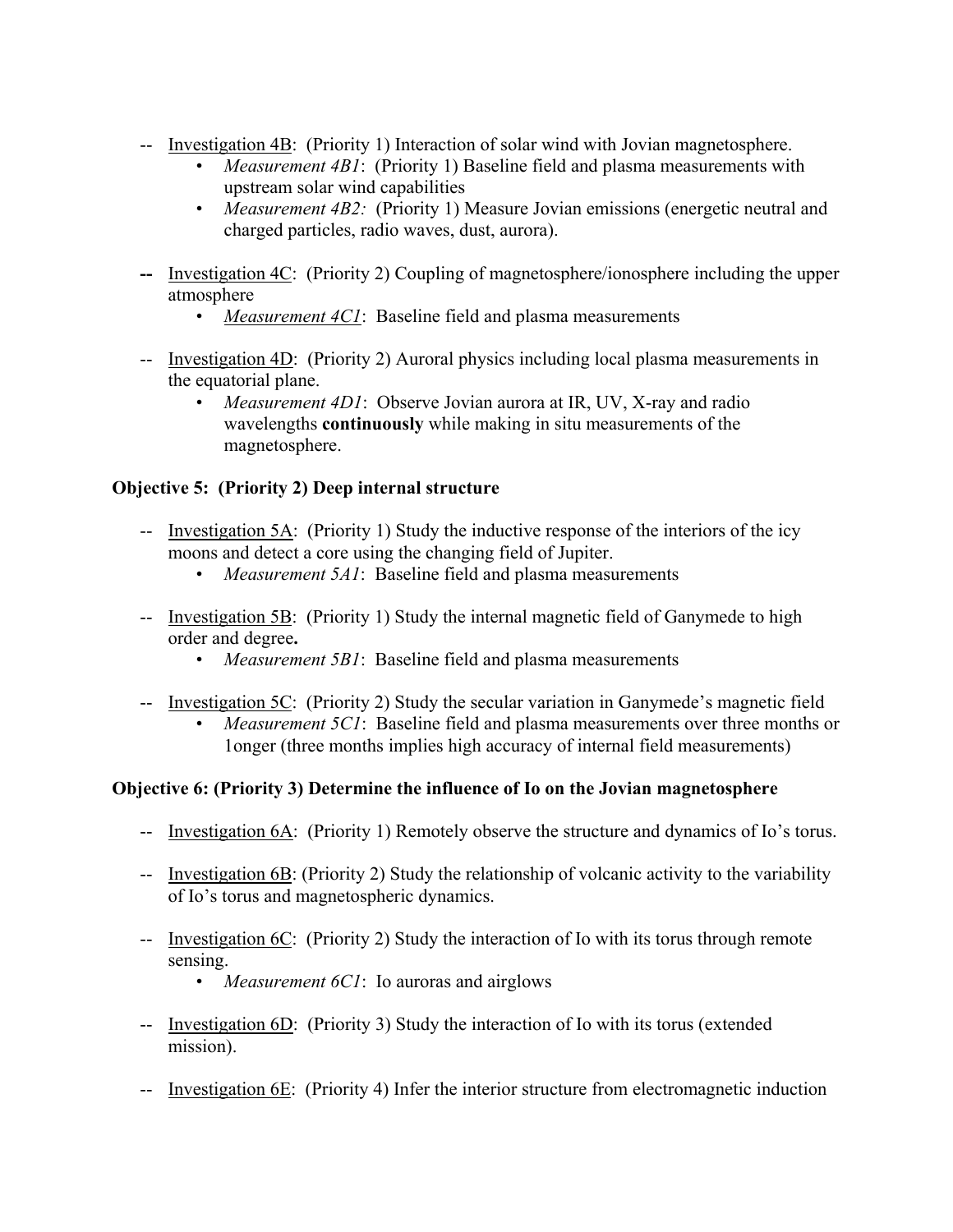-- <u>Investigation 4B</u>: (Priority 1) Interaction of solar wind with Jovian magnetosphere.

- *Measurement 4B1*: (Priority 1) Baseline field and plasma measurements with upstream solar wind capabilities
- *Measurement 4B2:* (Priority 1) Measure Jovian emissions (energetic neutral and charged particles, radio waves, dust, aurora).

**--** <u>Investigation 4C</u>: (Priority 2) Coupling of magnetosphere/ionosphere including the upper atmosphere

- *<u>Measurement 4C1</u>*: Baseline field and plasma measurements

-- <u>Investigation 4D</u>: (Priority 2) Auroral physics including local plasma measurements in the equatorial plane.

- *Measurement 4D1*: Observe Jovian aurora at IR, UV, X-ray and radio wavelengths **continuously** while making in situ measurements of the magnetosphere.

**Objective 5: (Priority 2) Deep internal structure**

-- <u>Investigation 5A</u>: (Priority 1) Study the inductive response of the interiors of the icy moons and detect a core using the changing field of Jupiter.

- *Measurement 5A1*: Baseline field and plasma measurements

-- <u>Investigation 5B</u>: (Priority 1) Study the internal magnetic field of Ganymede to high order and degree**.**

- *Measurement 5B1*: Baseline field and plasma measurements

-- <u>Investigation 5C</u>: (Priority 2) Study the secular variation in Ganymede's magnetic field

- *Measurement 5C1*: Baseline field and plasma measurements over three months or 1onger (three months implies high accuracy of internal field measurements)

**Objective 6: (Priority 3) Determine the influence of Io on the Jovian magnetosphere**

-- <u>Investigation 6A</u>: (Priority 1) Remotely observe the structure and dynamics of Io's torus.

-- <u>Investigation 6B</u>: (Priority 2) Study the relationship of volcanic activity to the variability of Io's torus and magnetospheric dynamics.

-- <u>Investigation 6C</u>: (Priority 2) Study the interaction of Io with its torus through remote sensing.

- *Measurement 6C1*: Io auroras and airglows

-- <u>Investigation 6D</u>: (Priority 3) Study the interaction of Io with its torus (extended mission).

-- <u>Investigation 6E</u>: (Priority 4) Infer the interior structure from electromagnetic induction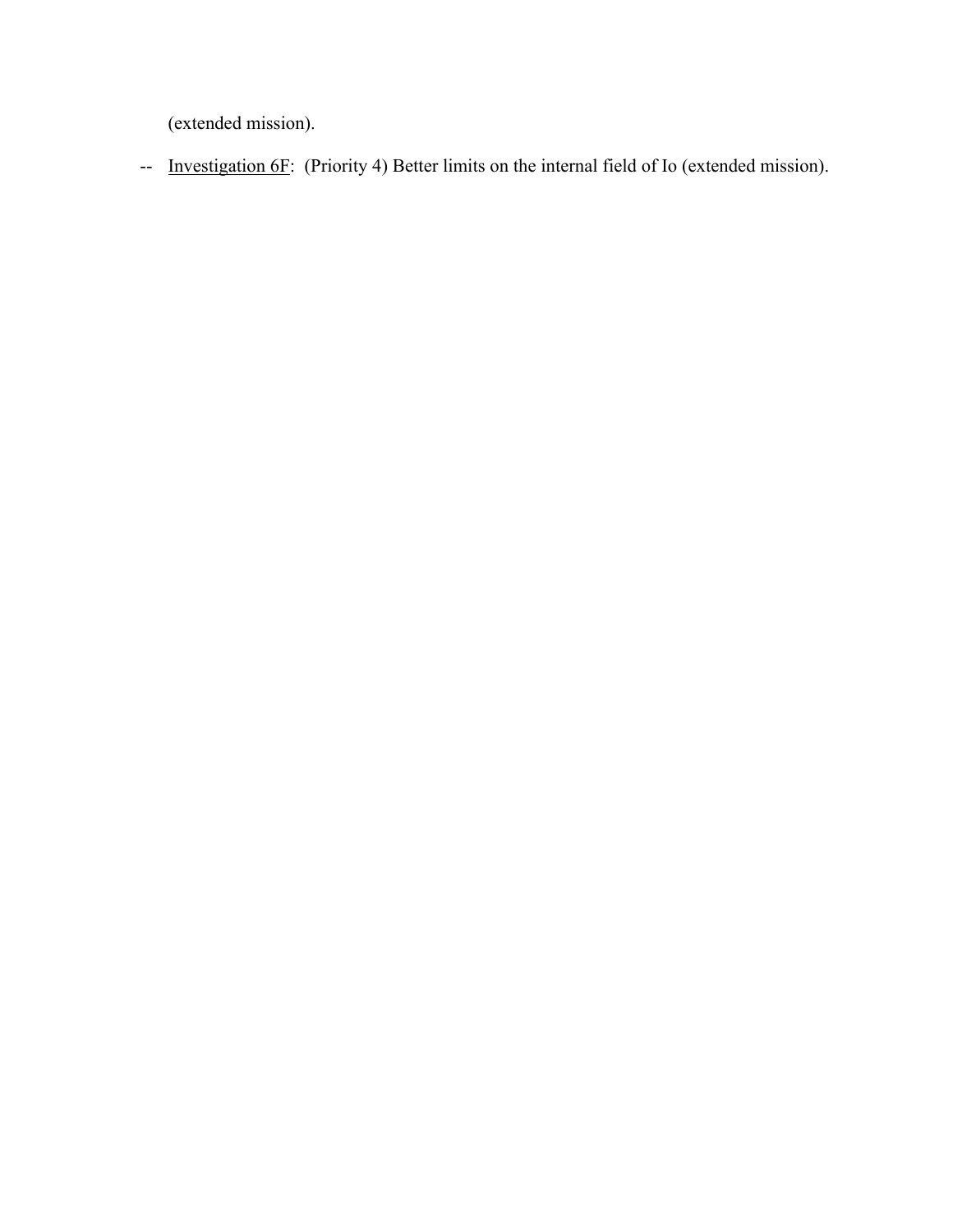(extended mission).

-- <u>Investigation 6F</u>: (Priority 4) Better limits on the internal field of Io (extended mission).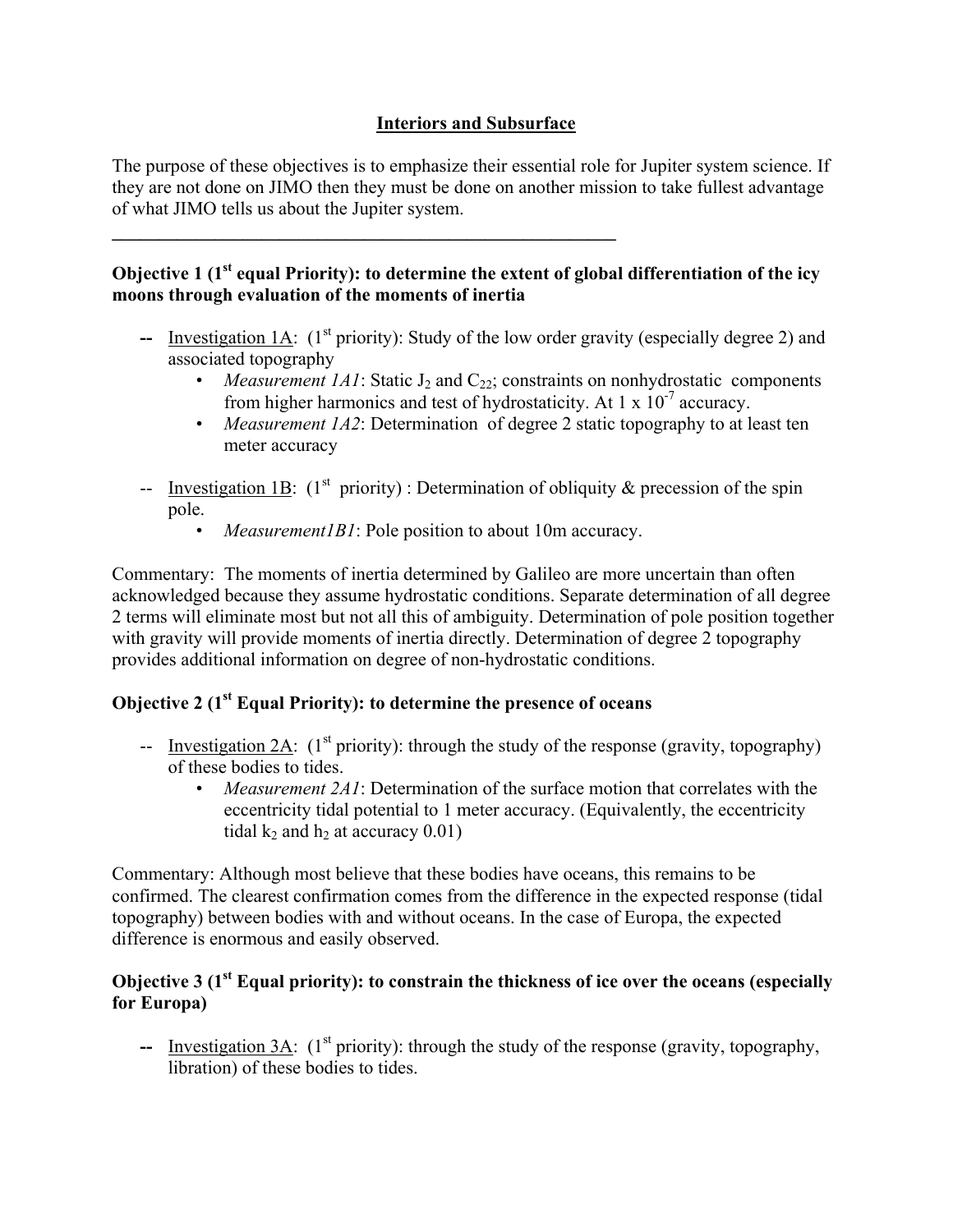## Interiors and Subsurface

The purpose of these objectives is to emphasize their essential role for Jupiter system science. If they are not done on JIMO then they must be done on another mission to take fullest advantage of what JIMO tells us about the Jupiter system.

---

**Objective 1 (1st equal Priority): to determine the extent of global differentiation of the icy moons through evaluation of the moments of inertia**

- -- Investigation 1A: (1st priority): Study of the low order gravity (especially degree 2) and associated topography
  - *Measurement 1A1*: Static $J_2$ and $C_{22}$; constraints on nonhydrostatic components from higher harmonics and test of hydrostaticity. At $1 \times 10^{-7}$ accuracy.
  - *Measurement 1A2*: Determination of degree 2 static topography to at least ten meter accuracy
- -- Investigation 1B: (1st priority) : Determination of obliquity & precession of the spin pole.
  - *Measurement1B1*: Pole position to about 10m accuracy.

Commentary: The moments of inertia determined by Galileo are more uncertain than often acknowledged because they assume hydrostatic conditions. Separate determination of all degree 2 terms will eliminate most but not all this of ambiguity. Determination of pole position together with gravity will provide moments of inertia directly. Determination of degree 2 topography provides additional information on degree of non-hydrostatic conditions.

**Objective 2 (1st Equal Priority): to determine the presence of oceans**

- -- Investigation 2A: (1st priority): through the study of the response (gravity, topography) of these bodies to tides.
  - *Measurement 2A1*: Determination of the surface motion that correlates with the eccentricity tidal potential to 1 meter accuracy. (Equivalently, the eccentricity tidal $k_2$ and $h_2$ at accuracy 0.01)

Commentary: Although most believe that these bodies have oceans, this remains to be confirmed. The clearest confirmation comes from the difference in the expected response (tidal topography) between bodies with and without oceans. In the case of Europa, the expected difference is enormous and easily observed.

**Objective 3 (1st Equal priority): to constrain the thickness of ice over the oceans (especially for Europa)**

- -- Investigation 3A: (1st priority): through the study of the response (gravity, topography, libration) of these bodies to tides.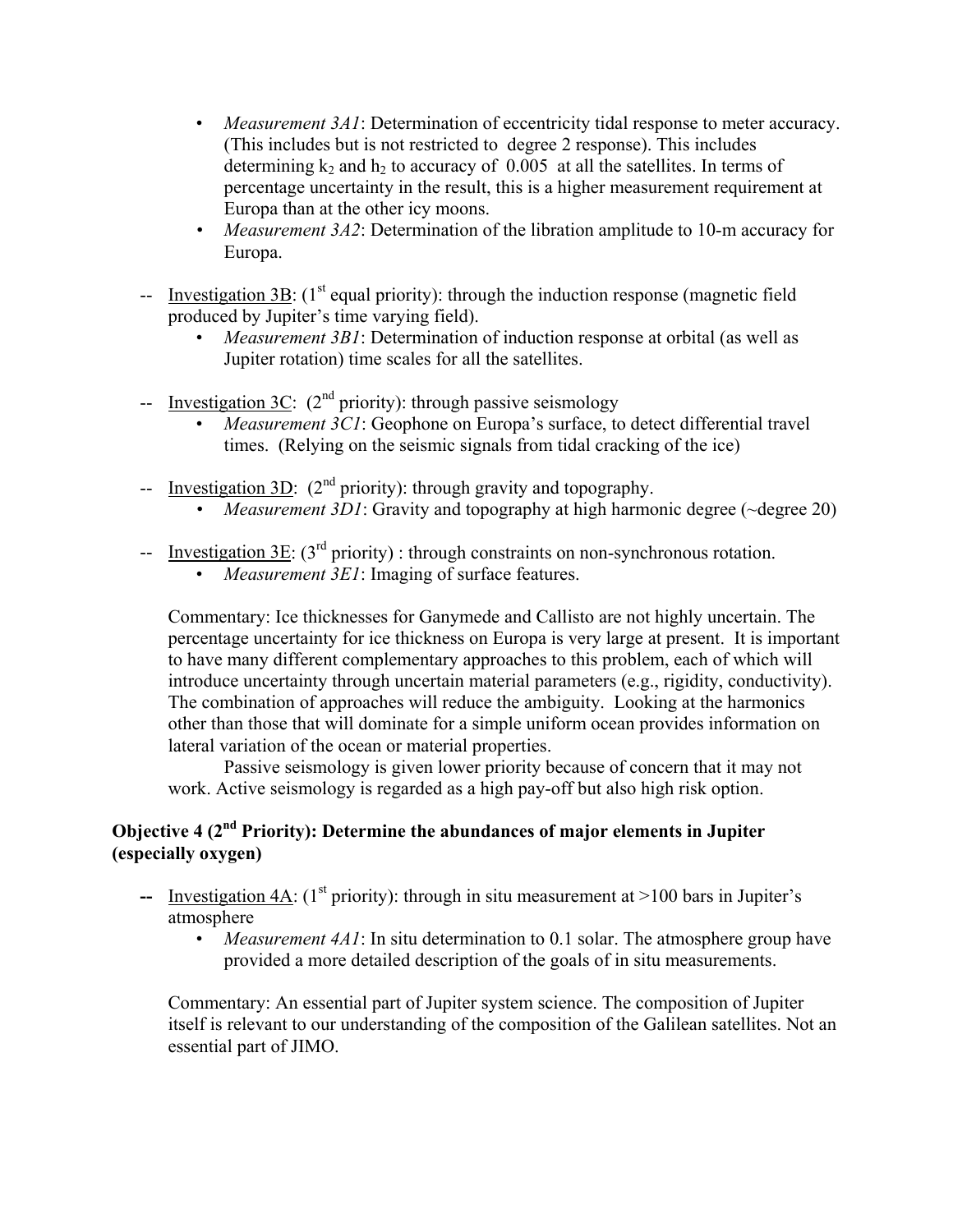- *Measurement 3A1*: Determination of eccentricity tidal response to meter accuracy. (This includes but is not restricted to degree 2 response). This includes determining $k_2$ and $h_2$ to accuracy of 0.005 at all the satellites. In terms of percentage uncertainty in the result, this is a higher measurement requirement at Europa than at the other icy moons.
- *Measurement 3A2*: Determination of the libration amplitude to 10-m accuracy for Europa.

-- Investigation 3B: (1st equal priority): through the induction response (magnetic field produced by Jupiter's time varying field).

- *Measurement 3B1*: Determination of induction response at orbital (as well as Jupiter rotation) time scales for all the satellites.

-- Investigation 3C: (2nd priority): through passive seismology

- *Measurement 3C1*: Geophone on Europa's surface, to detect differential travel times. (Relying on the seismic signals from tidal cracking of the ice)

-- Investigation 3D: (2nd priority): through gravity and topography.

- *Measurement 3D1*: Gravity and topography at high harmonic degree (~degree 20)

-- Investigation 3E: (3rd priority) : through constraints on non-synchronous rotation.

- *Measurement 3E1*: Imaging of surface features.

Commentary: Ice thicknesses for Ganymede and Callisto are not highly uncertain. The percentage uncertainty for ice thickness on Europa is very large at present. It is important to have many different complementary approaches to this problem, each of which will introduce uncertainty through uncertain material parameters (e.g., rigidity, conductivity). The combination of approaches will reduce the ambiguity. Looking at the harmonics other than those that will dominate for a simple uniform ocean provides information on lateral variation of the ocean or material properties.

Passive seismology is given lower priority because of concern that it may not work. Active seismology is regarded as a high pay-off but also high risk option.

**Objective 4 (2nd Priority): Determine the abundances of major elements in Jupiter (especially oxygen)**

-- Investigation 4A: (1st priority): through in situ measurement at >100 bars in Jupiter's atmosphere

- *Measurement 4A1*: In situ determination to 0.1 solar. The atmosphere group have provided a more detailed description of the goals of in situ measurements.

Commentary: An essential part of Jupiter system science. The composition of Jupiter itself is relevant to our understanding of the composition of the Galilean satellites. Not an essential part of JIMO.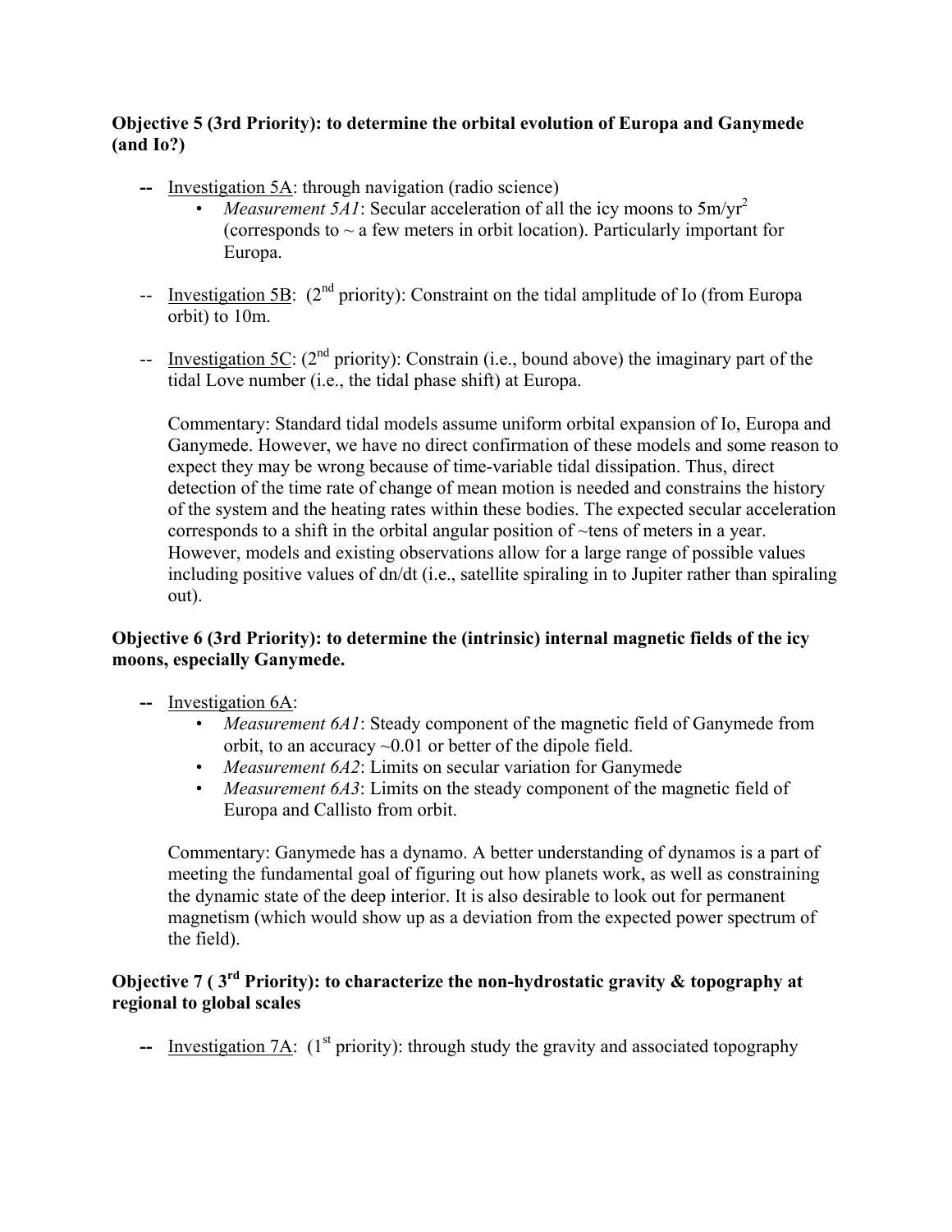**Objective 5 (3rd Priority): to determine the orbital evolution of Europa and Ganymede (and Io?)**

- -- Investigation 5A: through navigation (radio science)
  - *Measurement 5A1*: Secular acceleration of all the icy moons to 5m/yr$^2$ (corresponds to ~ a few meters in orbit location). Particularly important for Europa.

- -- Investigation 5B: (2nd priority): Constraint on the tidal amplitude of Io (from Europa orbit) to 10m.

- -- Investigation 5C: (2nd priority): Constrain (i.e., bound above) the imaginary part of the tidal Love number (i.e., the tidal phase shift) at Europa.

  Commentary: Standard tidal models assume uniform orbital expansion of Io, Europa and Ganymede. However, we have no direct confirmation of these models and some reason to expect they may be wrong because of time-variable tidal dissipation. Thus, direct detection of the time rate of change of mean motion is needed and constrains the history of the system and the heating rates within these bodies. The expected secular acceleration corresponds to a shift in the orbital angular position of ~tens of meters in a year. However, models and existing observations allow for a large range of possible values including positive values of dn/dt (i.e., satellite spiraling in to Jupiter rather than spiraling out).

**Objective 6 (3rd Priority): to determine the (intrinsic) internal magnetic fields of the icy moons, especially Ganymede.**

- -- Investigation 6A:
  - *Measurement 6A1*: Steady component of the magnetic field of Ganymede from orbit, to an accuracy ~0.01 or better of the dipole field.
  - *Measurement 6A2*: Limits on secular variation for Ganymede
  - *Measurement 6A3*: Limits on the steady component of the magnetic field of Europa and Callisto from orbit.

  Commentary: Ganymede has a dynamo. A better understanding of dynamos is a part of meeting the fundamental goal of figuring out how planets work, as well as constraining the dynamic state of the deep interior. It is also desirable to look out for permanent magnetism (which would show up as a deviation from the expected power spectrum of the field).

**Objective 7 ( 3rd Priority): to characterize the non-hydrostatic gravity & topography at regional to global scales**

- -- Investigation 7A: (1st priority): through study the gravity and associated topography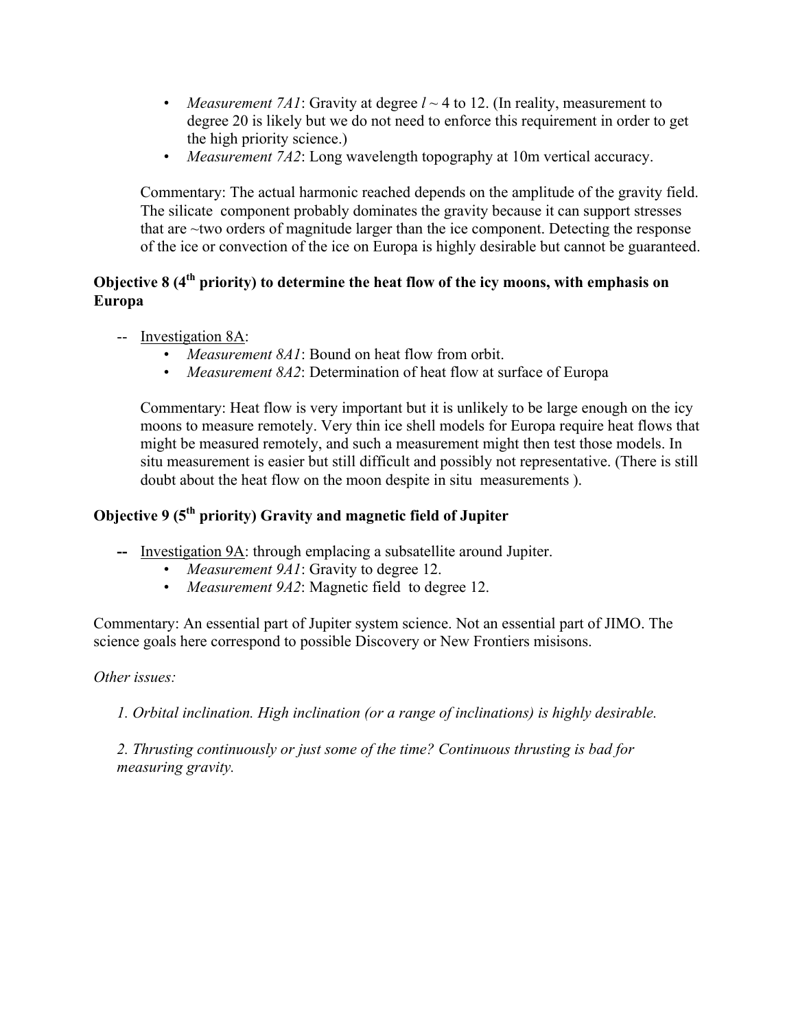- *Measurement 7A1*: Gravity at degree $l \sim 4$ to 12. (In reality, measurement to degree 20 is likely but we do not need to enforce this requirement in order to get the high priority science.)
- *Measurement 7A2*: Long wavelength topography at 10m vertical accuracy.

Commentary: The actual harmonic reached depends on the amplitude of the gravity field. The silicate component probably dominates the gravity because it can support stresses that are ~two orders of magnitude larger than the ice component. Detecting the response of the ice or convection of the ice on Europa is highly desirable but cannot be guaranteed.

**Objective 8 (4th priority) to determine the heat flow of the icy moons, with emphasis on Europa**

-- Investigation 8A:

- *Measurement 8A1*: Bound on heat flow from orbit.
- *Measurement 8A2*: Determination of heat flow at surface of Europa

Commentary: Heat flow is very important but it is unlikely to be large enough on the icy moons to measure remotely. Very thin ice shell models for Europa require heat flows that might be measured remotely, and such a measurement might then test those models. In situ measurement is easier but still difficult and possibly not representative. (There is still doubt about the heat flow on the moon despite in situ measurements ).

**Objective 9 (5th priority) Gravity and magnetic field of Jupiter**

**--** Investigation 9A: through emplacing a subsatellite around Jupiter.

- *Measurement 9A1*: Gravity to degree 12.
- *Measurement 9A2*: Magnetic field to degree 12.

Commentary: An essential part of Jupiter system science. Not an essential part of JIMO. The science goals here correspond to possible Discovery or New Frontiers misisons.

*Other issues:*

*1. Orbital inclination. High inclination (or a range of inclinations) is highly desirable.*

*2. Thrusting continuously or just some of the time? Continuous thrusting is bad for measuring gravity.*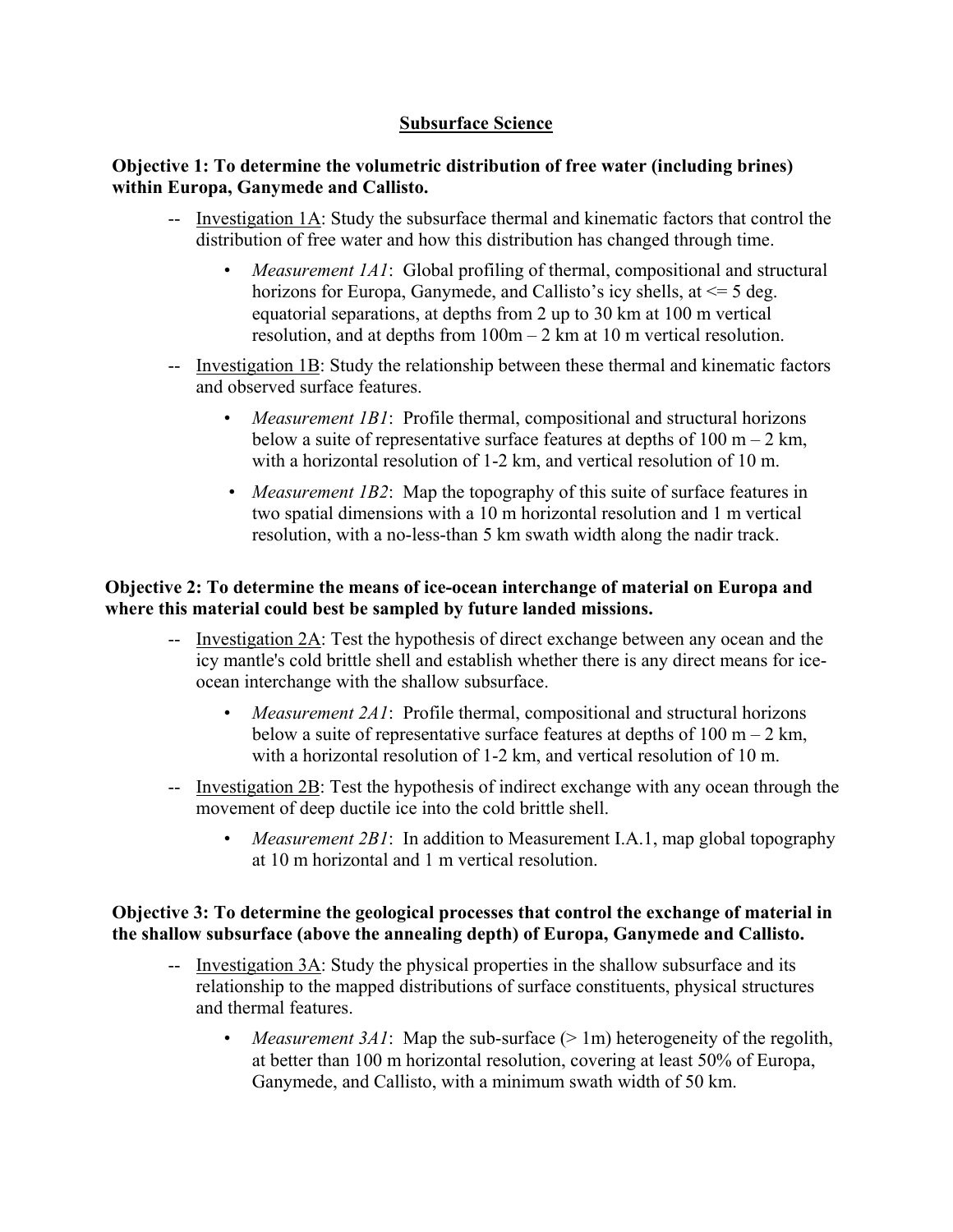## Subsurface Science

**Objective 1: To determine the volumetric distribution of free water (including brines) within Europa, Ganymede and Callisto.**

-- Investigation 1A: Study the subsurface thermal and kinematic factors that control the distribution of free water and how this distribution has changed through time.

- *Measurement 1A1*: Global profiling of thermal, compositional and structural horizons for Europa, Ganymede, and Callisto's icy shells, at <= 5 deg. equatorial separations, at depths from 2 up to 30 km at 100 m vertical resolution, and at depths from 100m – 2 km at 10 m vertical resolution.

-- Investigation 1B: Study the relationship between these thermal and kinematic factors and observed surface features.

- *Measurement 1B1*: Profile thermal, compositional and structural horizons below a suite of representative surface features at depths of 100 m – 2 km, with a horizontal resolution of 1-2 km, and vertical resolution of 10 m.
- *Measurement 1B2*: Map the topography of this suite of surface features in two spatial dimensions with a 10 m horizontal resolution and 1 m vertical resolution, with a no-less-than 5 km swath width along the nadir track.

**Objective 2: To determine the means of ice-ocean interchange of material on Europa and where this material could best be sampled by future landed missions.**

-- Investigation 2A: Test the hypothesis of direct exchange between any ocean and the icy mantle's cold brittle shell and establish whether there is any direct means for ice-ocean interchange with the shallow subsurface.

- *Measurement 2A1*: Profile thermal, compositional and structural horizons below a suite of representative surface features at depths of 100 m – 2 km, with a horizontal resolution of 1-2 km, and vertical resolution of 10 m.

-- Investigation 2B: Test the hypothesis of indirect exchange with any ocean through the movement of deep ductile ice into the cold brittle shell.

- *Measurement 2B1*: In addition to Measurement I.A.1, map global topography at 10 m horizontal and 1 m vertical resolution.

**Objective 3: To determine the geological processes that control the exchange of material in the shallow subsurface (above the annealing depth) of Europa, Ganymede and Callisto.**

-- Investigation 3A: Study the physical properties in the shallow subsurface and its relationship to the mapped distributions of surface constituents, physical structures and thermal features.

- *Measurement 3A1*: Map the sub-surface (> 1m) heterogeneity of the regolith, at better than 100 m horizontal resolution, covering at least 50% of Europa, Ganymede, and Callisto, with a minimum swath width of 50 km.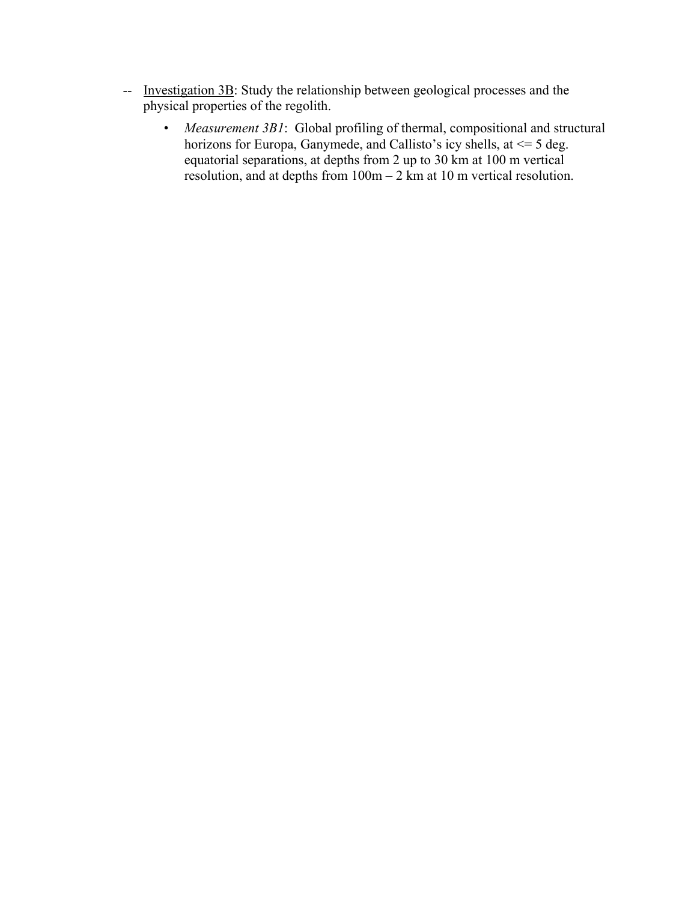-- <u>Investigation 3B</u>: Study the relationship between geological processes and the physical properties of the regolith.

- *Measurement 3B1*: Global profiling of thermal, compositional and structural horizons for Europa, Ganymede, and Callisto's icy shells, at <= 5 deg. equatorial separations, at depths from 2 up to 30 km at 100 m vertical resolution, and at depths from 100m – 2 km at 10 m vertical resolution.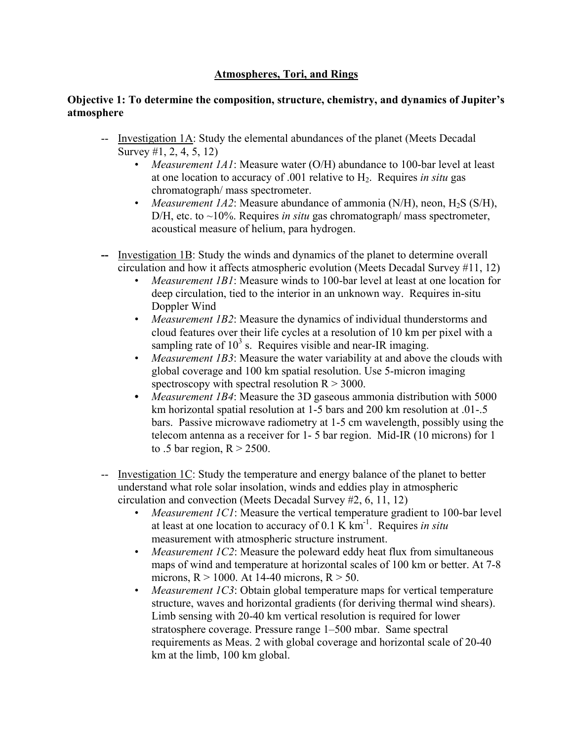## Atmospheres, Tori, and Rings

**Objective 1: To determine the composition, structure, chemistry, and dynamics of Jupiter's atmosphere**

-- Investigation 1A: Study the elemental abundances of the planet (Meets Decadal Survey #1, 2, 4, 5, 12)

- *Measurement 1A1*: Measure water (O/H) abundance to 100-bar level at least at one location to accuracy of .001 relative to $H_2$. Requires *in situ* gas chromatograph/ mass spectrometer.
- *Measurement 1A2*: Measure abundance of ammonia (N/H), neon, $H_2S$ (S/H), D/H, etc. to ~10%. Requires *in situ* gas chromatograph/ mass spectrometer, acoustical measure of helium, para hydrogen.

-- Investigation 1B: Study the winds and dynamics of the planet to determine overall circulation and how it affects atmospheric evolution (Meets Decadal Survey #11, 12)

- *Measurement 1B1*: Measure winds to 100-bar level at least at one location for deep circulation, tied to the interior in an unknown way. Requires in-situ Doppler Wind
- *Measurement 1B2*: Measure the dynamics of individual thunderstorms and cloud features over their life cycles at a resolution of 10 km per pixel with a sampling rate of $10^3$ s. Requires visible and near-IR imaging.
- *Measurement 1B3*: Measure the water variability at and above the clouds with global coverage and 100 km spatial resolution. Use 5-micron imaging spectroscopy with spectral resolution $R > 3000$.
- *Measurement 1B4*: Measure the 3D gaseous ammonia distribution with 5000 km horizontal spatial resolution at 1-5 bars and 200 km resolution at .01-.5 bars. Passive microwave radiometry at 1-5 cm wavelength, possibly using the telecom antenna as a receiver for 1- 5 bar region. Mid-IR (10 microns) for 1 to .5 bar region, $R > 2500$.

-- Investigation 1C: Study the temperature and energy balance of the planet to better understand what role solar insolation, winds and eddies play in atmospheric circulation and convection (Meets Decadal Survey #2, 6, 11, 12)

- *Measurement 1C1*: Measure the vertical temperature gradient to 100-bar level at least at one location to accuracy of 0.1 K km$^{-1}$. Requires *in situ* measurement with atmospheric structure instrument.
- *Measurement 1C2*: Measure the poleward eddy heat flux from simultaneous maps of wind and temperature at horizontal scales of 100 km or better. At 7-8 microns, $R > 1000$. At 14-40 microns, $R > 50$.
- *Measurement 1C3*: Obtain global temperature maps for vertical temperature structure, waves and horizontal gradients (for deriving thermal wind shears). Limb sensing with 20-40 km vertical resolution is required for lower stratosphere coverage. Pressure range 1–500 mbar. Same spectral requirements as Meas. 2 with global coverage and horizontal scale of 20-40 km at the limb, 100 km global.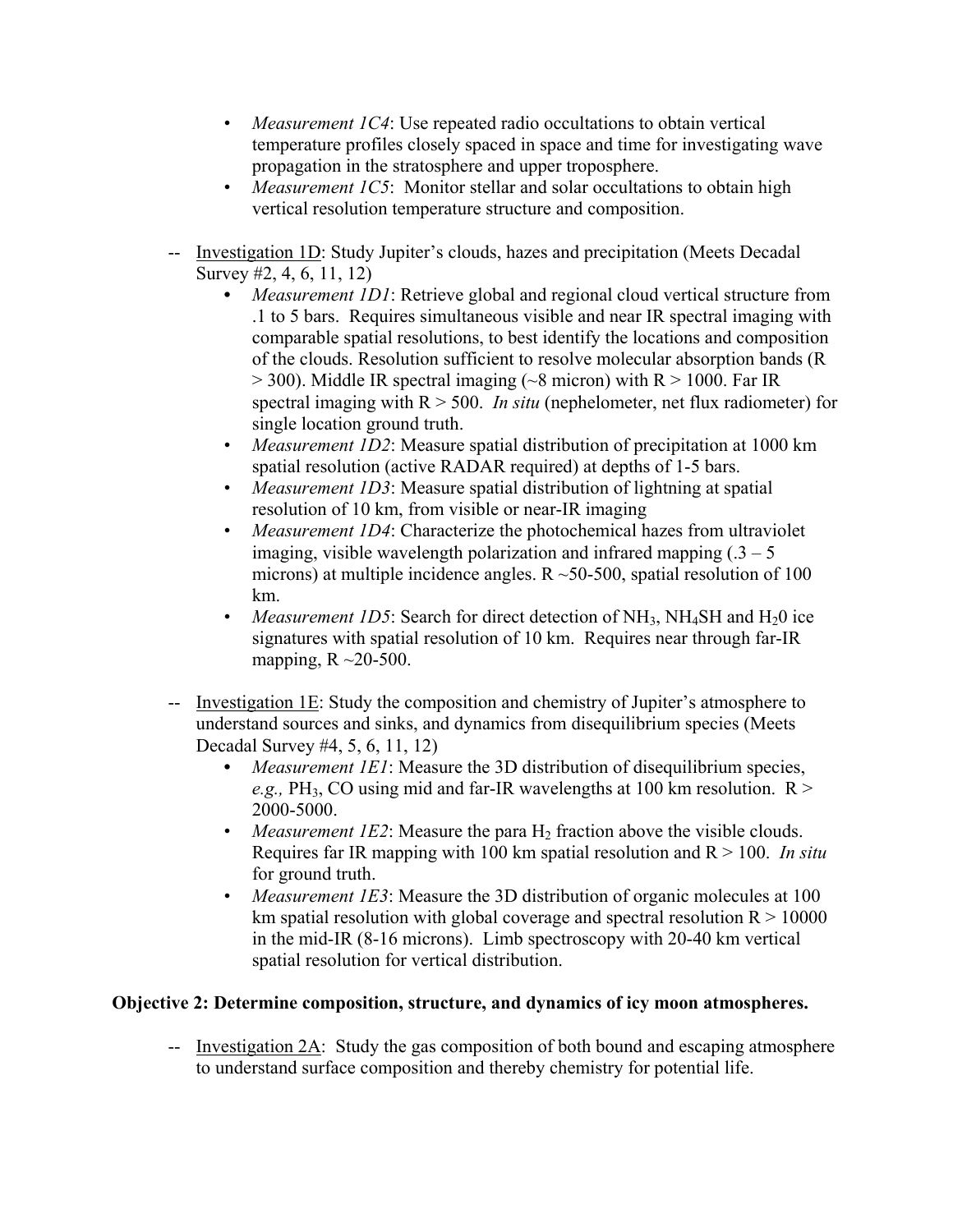- *Measurement 1C4*: Use repeated radio occultations to obtain vertical temperature profiles closely spaced in space and time for investigating wave propagation in the stratosphere and upper troposphere.
- *Measurement 1C5*: Monitor stellar and solar occultations to obtain high vertical resolution temperature structure and composition.

-- <u>Investigation 1D</u>: Study Jupiter's clouds, hazes and precipitation (Meets Decadal Survey #2, 4, 6, 11, 12)

- *Measurement 1D1*: Retrieve global and regional cloud vertical structure from .1 to 5 bars. Requires simultaneous visible and near IR spectral imaging with comparable spatial resolutions, to best identify the locations and composition of the clouds. Resolution sufficient to resolve molecular absorption bands (R > 300). Middle IR spectral imaging (~8 micron) with R > 1000. Far IR spectral imaging with R > 500. *In situ* (nephelometer, net flux radiometer) for single location ground truth.
- *Measurement 1D2*: Measure spatial distribution of precipitation at 1000 km spatial resolution (active RADAR required) at depths of 1-5 bars.
- *Measurement 1D3*: Measure spatial distribution of lightning at spatial resolution of 10 km, from visible or near-IR imaging
- *Measurement 1D4*: Characterize the photochemical hazes from ultraviolet imaging, visible wavelength polarization and infrared mapping (.3 – 5 microns) at multiple incidence angles. R ~50-500, spatial resolution of 100 km.
- *Measurement 1D5*: Search for direct detection of $NH_3$, $NH_4SH$ and $H_20$ ice signatures with spatial resolution of 10 km. Requires near through far-IR mapping, R ~20-500.

-- <u>Investigation 1E</u>: Study the composition and chemistry of Jupiter's atmosphere to understand sources and sinks, and dynamics from disequilibrium species (Meets Decadal Survey #4, 5, 6, 11, 12)

- *Measurement 1E1*: Measure the 3D distribution of disequilibrium species, *e.g.,* $PH_3$, CO using mid and far-IR wavelengths at 100 km resolution. R > 2000-5000.
- *Measurement 1E2*: Measure the para $H_2$ fraction above the visible clouds. Requires far IR mapping with 100 km spatial resolution and R > 100. *In situ* for ground truth.
- *Measurement 1E3*: Measure the 3D distribution of organic molecules at 100 km spatial resolution with global coverage and spectral resolution R > 10000 in the mid-IR (8-16 microns). Limb spectroscopy with 20-40 km vertical spatial resolution for vertical distribution.

**Objective 2: Determine composition, structure, and dynamics of icy moon atmospheres.**

-- <u>Investigation 2A</u>: Study the gas composition of both bound and escaping atmosphere to understand surface composition and thereby chemistry for potential life.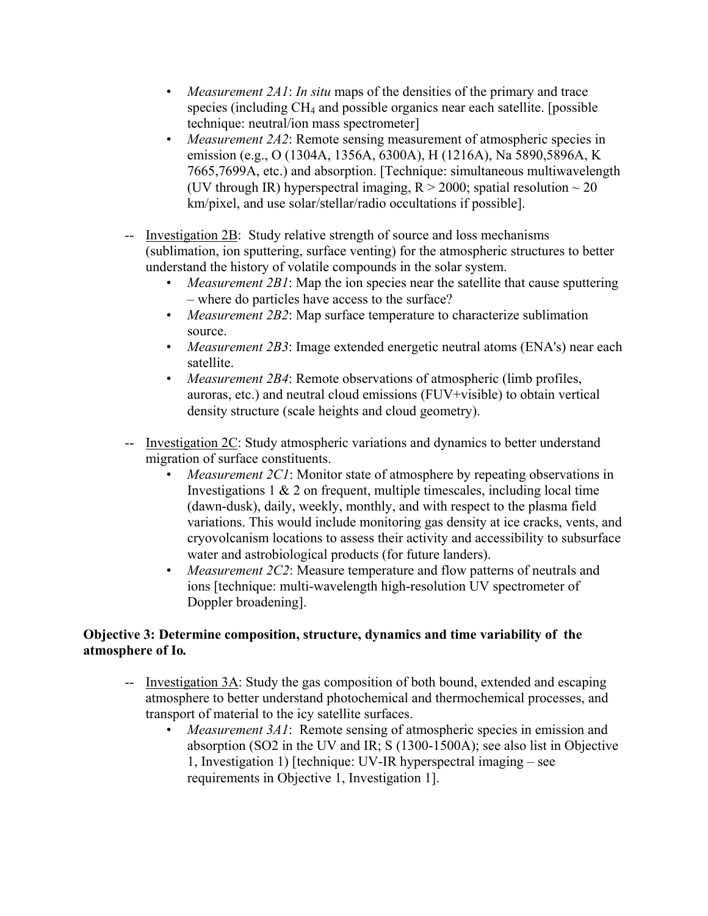- *Measurement 2A1*: *In situ* maps of the densities of the primary and trace species (including $CH_4$ and possible organics near each satellite. [possible technique: neutral/ion mass spectrometer]
- *Measurement 2A2*: Remote sensing measurement of atmospheric species in emission (e.g., O (1304A, 1356A, 6300A), H (1216A), Na 5890,5896A, K 7665,7699A, etc.) and absorption. [Technique: simultaneous multiwavelength (UV through IR) hyperspectral imaging, $R > 2000$; spatial resolution ~ 20 km/pixel, and use solar/stellar/radio occultations if possible].

-- <u>Investigation 2B</u>: Study relative strength of source and loss mechanisms (sublimation, ion sputtering, surface venting) for the atmospheric structures to better understand the history of volatile compounds in the solar system.

- *Measurement 2B1*: Map the ion species near the satellite that cause sputtering – where do particles have access to the surface?
- *Measurement 2B2*: Map surface temperature to characterize sublimation source.
- *Measurement 2B3*: Image extended energetic neutral atoms (ENA's) near each satellite.
- *Measurement 2B4*: Remote observations of atmospheric (limb profiles, auroras, etc.) and neutral cloud emissions (FUV+visible) to obtain vertical density structure (scale heights and cloud geometry).

-- <u>Investigation 2C</u>: Study atmospheric variations and dynamics to better understand migration of surface constituents.

- *Measurement 2C1*: Monitor state of atmosphere by repeating observations in Investigations 1 & 2 on frequent, multiple timescales, including local time (dawn-dusk), daily, weekly, monthly, and with respect to the plasma field variations. This would include monitoring gas density at ice cracks, vents, and cryovolcanism locations to assess their activity and accessibility to subsurface water and astrobiological products (for future landers).
- *Measurement 2C2*: Measure temperature and flow patterns of neutrals and ions [technique: multi-wavelength high-resolution UV spectrometer of Doppler broadening].

**Objective 3: Determine composition, structure, dynamics and time variability of the atmosphere of Io.**

-- <u>Investigation 3A</u>: Study the gas composition of both bound, extended and escaping atmosphere to better understand photochemical and thermochemical processes, and transport of material to the icy satellite surfaces.

- *Measurement 3A1*: Remote sensing of atmospheric species in emission and absorption ($SO_2$ in the UV and IR; S (1300-1500A); see also list in Objective 1, Investigation 1) [technique: UV-IR hyperspectral imaging – see requirements in Objective 1, Investigation 1].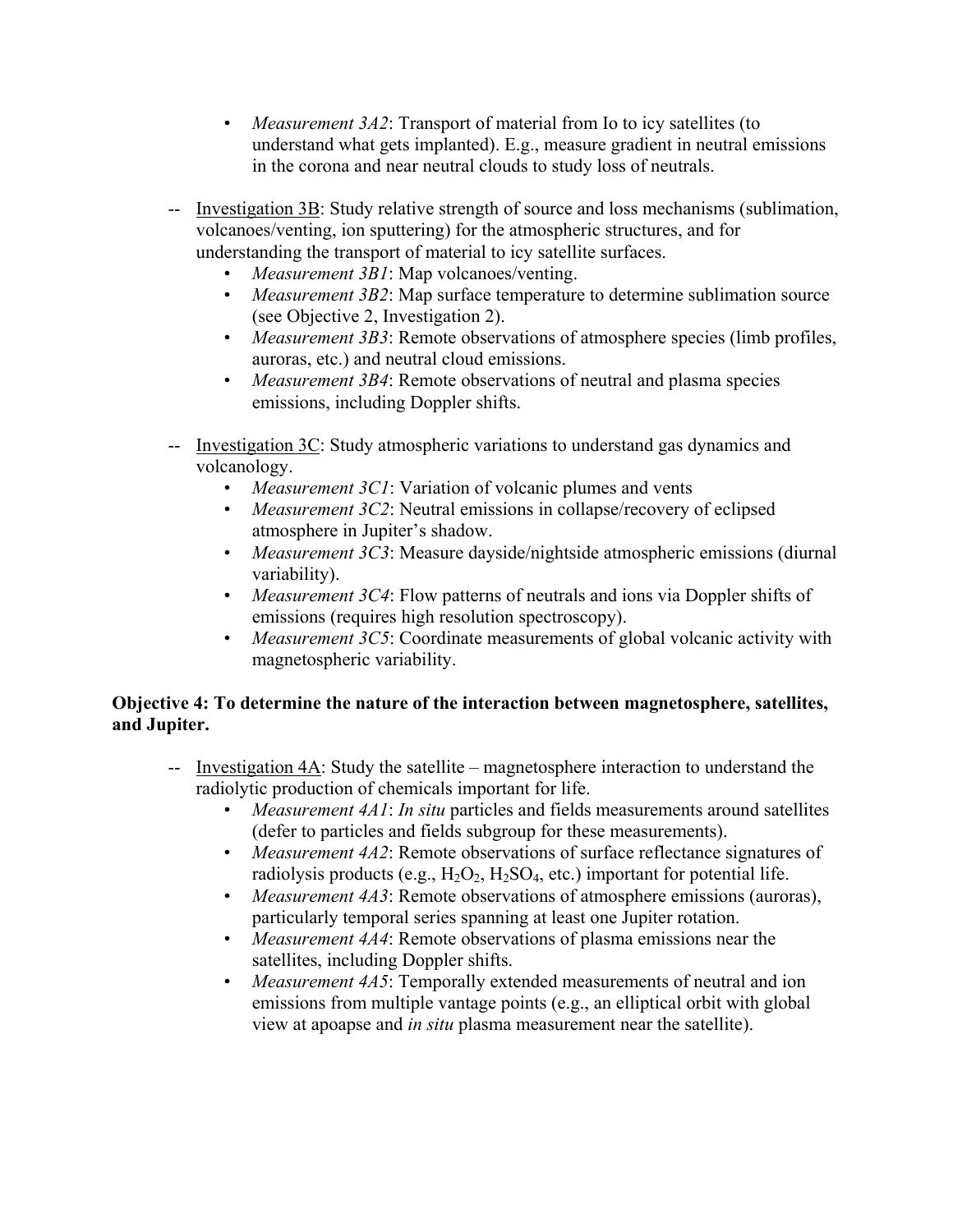- *Measurement 3A2*: Transport of material from Io to icy satellites (to understand what gets implanted). E.g., measure gradient in neutral emissions in the corona and near neutral clouds to study loss of neutrals.

-- Investigation 3B: Study relative strength of source and loss mechanisms (sublimation, volcanoes/venting, ion sputtering) for the atmospheric structures, and for understanding the transport of material to icy satellite surfaces.

- *Measurement 3B1*: Map volcanoes/venting.
- *Measurement 3B2*: Map surface temperature to determine sublimation source (see Objective 2, Investigation 2).
- *Measurement 3B3*: Remote observations of atmosphere species (limb profiles, auroras, etc.) and neutral cloud emissions.
- *Measurement 3B4*: Remote observations of neutral and plasma species emissions, including Doppler shifts.

-- Investigation 3C: Study atmospheric variations to understand gas dynamics and volcanology.

- *Measurement 3C1*: Variation of volcanic plumes and vents
- *Measurement 3C2*: Neutral emissions in collapse/recovery of eclipsed atmosphere in Jupiter's shadow.
- *Measurement 3C3*: Measure dayside/nightside atmospheric emissions (diurnal variability).
- *Measurement 3C4*: Flow patterns of neutrals and ions via Doppler shifts of emissions (requires high resolution spectroscopy).
- *Measurement 3C5*: Coordinate measurements of global volcanic activity with magnetospheric variability.

**Objective 4: To determine the nature of the interaction between magnetosphere, satellites, and Jupiter.**

-- Investigation 4A: Study the satellite – magnetosphere interaction to understand the radiolytic production of chemicals important for life.

- *Measurement 4A1*: *In situ* particles and fields measurements around satellites (defer to particles and fields subgroup for these measurements).
- *Measurement 4A2*: Remote observations of surface reflectance signatures of radiolysis products (e.g., $H_2O_2$, $H_2SO_4$, etc.) important for potential life.
- *Measurement 4A3*: Remote observations of atmosphere emissions (auroras), particularly temporal series spanning at least one Jupiter rotation.
- *Measurement 4A4*: Remote observations of plasma emissions near the satellites, including Doppler shifts.
- *Measurement 4A5*: Temporally extended measurements of neutral and ion emissions from multiple vantage points (e.g., an elliptical orbit with global view at apoapse and *in situ* plasma measurement near the satellite).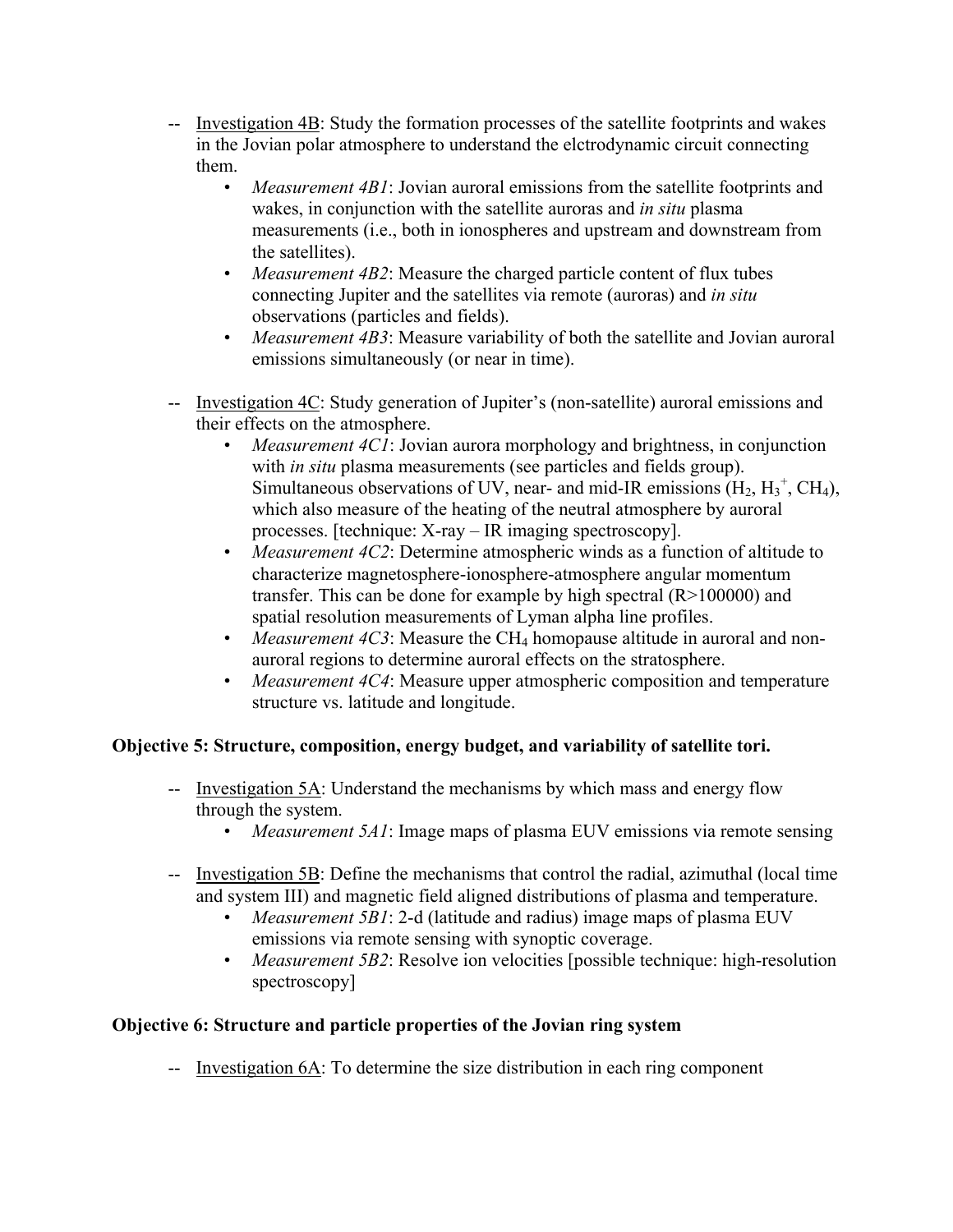-- Investigation 4B: Study the formation processes of the satellite footprints and wakes in the Jovian polar atmosphere to understand the elctrodynamic circuit connecting them.

- *Measurement 4B1*: Jovian auroral emissions from the satellite footprints and wakes, in conjunction with the satellite auroras and *in situ* plasma measurements (i.e., both in ionospheres and upstream and downstream from the satellites).
- *Measurement 4B2*: Measure the charged particle content of flux tubes connecting Jupiter and the satellites via remote (auroras) and *in situ* observations (particles and fields).
- *Measurement 4B3*: Measure variability of both the satellite and Jovian auroral emissions simultaneously (or near in time).

-- Investigation 4C: Study generation of Jupiter's (non-satellite) auroral emissions and their effects on the atmosphere.

- *Measurement 4C1*: Jovian aurora morphology and brightness, in conjunction with *in situ* plasma measurements (see particles and fields group). Simultaneous observations of UV, near- and mid-IR emissions ($H_2$, $H_3^+$, $CH_4$), which also measure of the heating of the neutral atmosphere by auroral processes. [technique: X-ray – IR imaging spectroscopy].
- *Measurement 4C2*: Determine atmospheric winds as a function of altitude to characterize magnetosphere-ionosphere-atmosphere angular momentum transfer. This can be done for example by high spectral (R>100000) and spatial resolution measurements of Lyman alpha line profiles.
- *Measurement 4C3*: Measure the $CH_4$ homopause altitude in auroral and non-auroral regions to determine auroral effects on the stratosphere.
- *Measurement 4C4*: Measure upper atmospheric composition and temperature structure vs. latitude and longitude.

**Objective 5: Structure, composition, energy budget, and variability of satellite tori.**

-- Investigation 5A: Understand the mechanisms by which mass and energy flow through the system.

- *Measurement 5A1*: Image maps of plasma EUV emissions via remote sensing

-- Investigation 5B: Define the mechanisms that control the radial, azimuthal (local time and system III) and magnetic field aligned distributions of plasma and temperature.

- *Measurement 5B1*: 2-d (latitude and radius) image maps of plasma EUV emissions via remote sensing with synoptic coverage.
- *Measurement 5B2*: Resolve ion velocities [possible technique: high-resolution spectroscopy]

**Objective 6: Structure and particle properties of the Jovian ring system**

-- Investigation 6A: To determine the size distribution in each ring component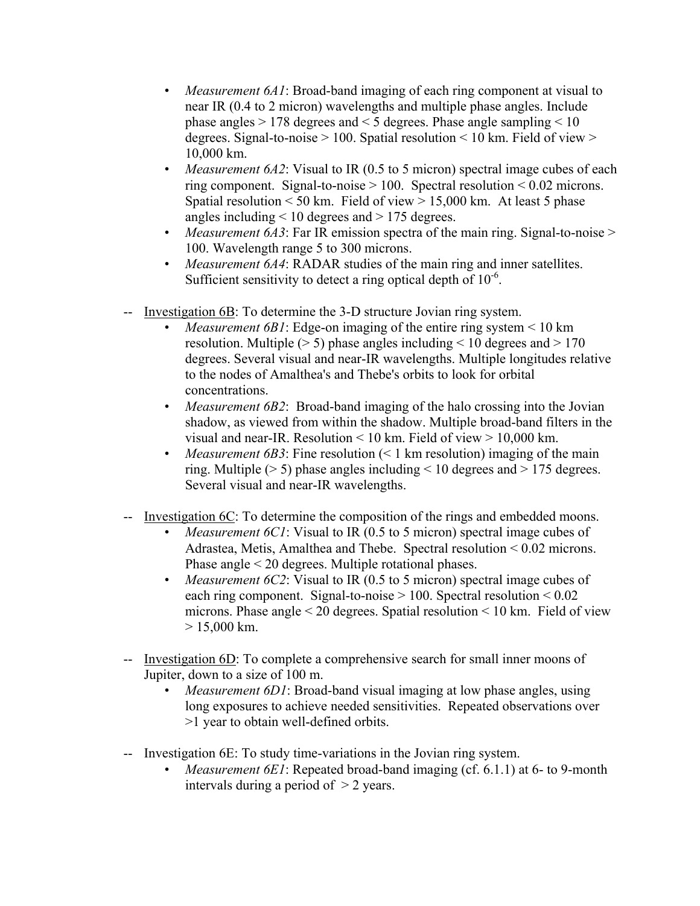- *Measurement 6A1*: Broad-band imaging of each ring component at visual to near IR (0.4 to 2 micron) wavelengths and multiple phase angles. Include phase angles > 178 degrees and < 5 degrees. Phase angle sampling < 10 degrees. Signal-to-noise > 100. Spatial resolution < 10 km. Field of view > 10,000 km.
- *Measurement 6A2*: Visual to IR (0.5 to 5 micron) spectral image cubes of each ring component. Signal-to-noise > 100. Spectral resolution < 0.02 microns. Spatial resolution < 50 km. Field of view > 15,000 km. At least 5 phase angles including < 10 degrees and > 175 degrees.
- *Measurement 6A3*: Far IR emission spectra of the main ring. Signal-to-noise > 100. Wavelength range 5 to 300 microns.
- *Measurement 6A4*: RADAR studies of the main ring and inner satellites. Sufficient sensitivity to detect a ring optical depth of $10^{-6}$.

-- Investigation 6B: To determine the 3-D structure Jovian ring system.

- *Measurement 6B1*: Edge-on imaging of the entire ring system < 10 km resolution. Multiple (> 5) phase angles including < 10 degrees and > 170 degrees. Several visual and near-IR wavelengths. Multiple longitudes relative to the nodes of Amalthea's and Thebe's orbits to look for orbital concentrations.
- *Measurement 6B2*: Broad-band imaging of the halo crossing into the Jovian shadow, as viewed from within the shadow. Multiple broad-band filters in the visual and near-IR. Resolution < 10 km. Field of view > 10,000 km.
- *Measurement 6B3*: Fine resolution (< 1 km resolution) imaging of the main ring. Multiple (> 5) phase angles including < 10 degrees and > 175 degrees. Several visual and near-IR wavelengths.

-- Investigation 6C: To determine the composition of the rings and embedded moons.

- *Measurement 6C1*: Visual to IR (0.5 to 5 micron) spectral image cubes of Adrastea, Metis, Amalthea and Thebe. Spectral resolution < 0.02 microns. Phase angle < 20 degrees. Multiple rotational phases.
- *Measurement 6C2*: Visual to IR (0.5 to 5 micron) spectral image cubes of each ring component. Signal-to-noise > 100. Spectral resolution < 0.02 microns. Phase angle < 20 degrees. Spatial resolution < 10 km. Field of view > 15,000 km.

-- Investigation 6D: To complete a comprehensive search for small inner moons of Jupiter, down to a size of 100 m.

- *Measurement 6D1*: Broad-band visual imaging at low phase angles, using long exposures to achieve needed sensitivities. Repeated observations over >1 year to obtain well-defined orbits.

-- Investigation 6E: To study time-variations in the Jovian ring system.

- *Measurement 6E1*: Repeated broad-band imaging (cf. 6.1.1) at 6- to 9-month intervals during a period of > 2 years.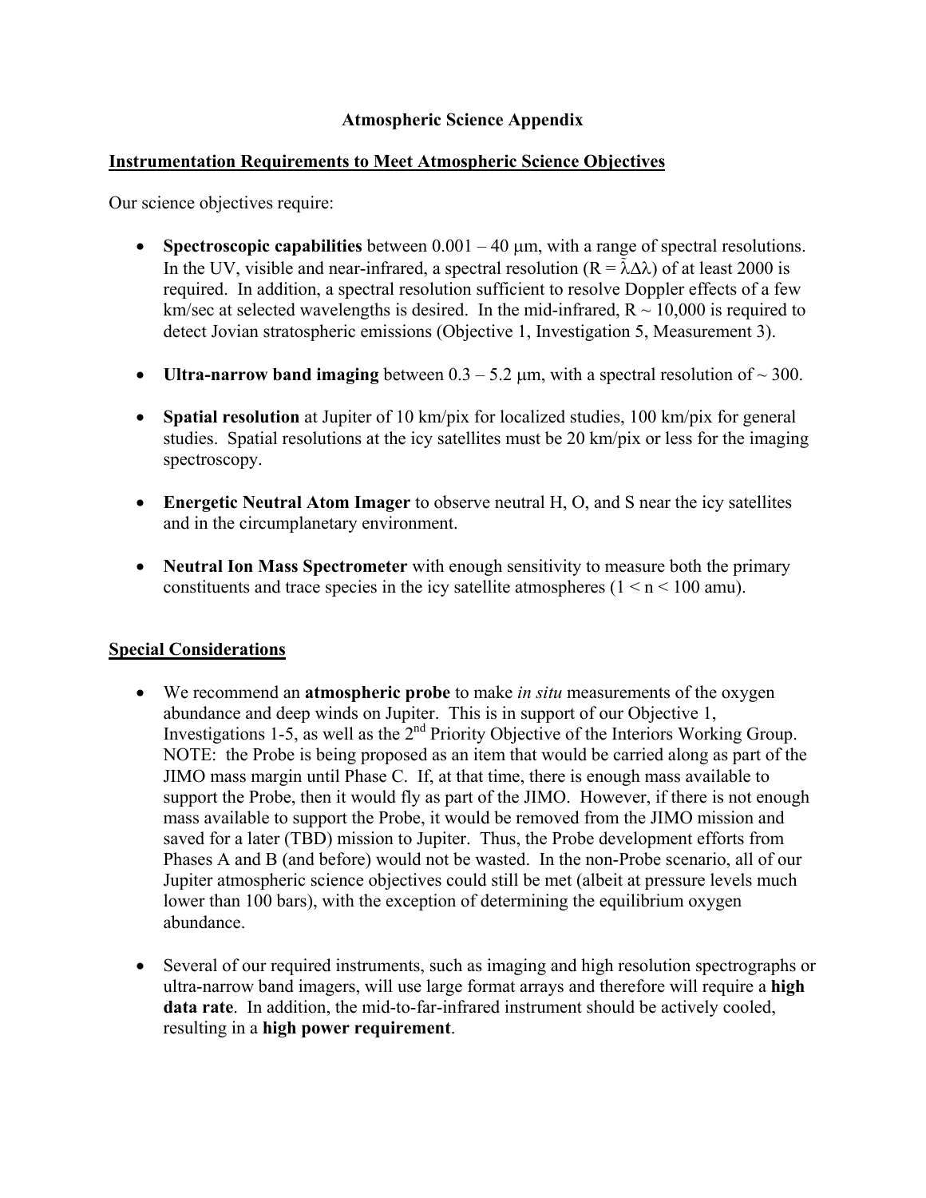# Atmospheric Science Appendix

## Instrumentation Requirements to Meet Atmospheric Science Objectives

Our science objectives require:

- **Spectroscopic capabilities** between 0.001 – 40 μm, with a range of spectral resolutions. In the UV, visible and near-infrared, a spectral resolution ($R = \lambda\Delta\lambda$) of at least 2000 is required. In addition, a spectral resolution sufficient to resolve Doppler effects of a few km/sec at selected wavelengths is desired. In the mid-infrared, $R \sim 10,000$ is required to detect Jovian stratospheric emissions (Objective 1, Investigation 5, Measurement 3).

- **Ultra-narrow band imaging** between 0.3 – 5.2 μm, with a spectral resolution of ~ 300.

- **Spatial resolution** at Jupiter of 10 km/pix for localized studies, 100 km/pix for general studies. Spatial resolutions at the icy satellites must be 20 km/pix or less for the imaging spectroscopy.

- **Energetic Neutral Atom Imager** to observe neutral H, O, and S near the icy satellites and in the circumplanetary environment.

- **Neutral Ion Mass Spectrometer** with enough sensitivity to measure both the primary constituents and trace species in the icy satellite atmospheres ($1 < n < 100$ amu).

## Special Considerations

- We recommend an **atmospheric probe** to make *in situ* measurements of the oxygen abundance and deep winds on Jupiter. This is in support of our Objective 1, Investigations 1-5, as well as the 2nd Priority Objective of the Interiors Working Group. NOTE: the Probe is being proposed as an item that would be carried along as part of the JIMO mass margin until Phase C. If, at that time, there is enough mass available to support the Probe, then it would fly as part of the JIMO. However, if there is not enough mass available to support the Probe, it would be removed from the JIMO mission and saved for a later (TBD) mission to Jupiter. Thus, the Probe development efforts from Phases A and B (and before) would not be wasted. In the non-Probe scenario, all of our Jupiter atmospheric science objectives could still be met (albeit at pressure levels much lower than 100 bars), with the exception of determining the equilibrium oxygen abundance.

- Several of our required instruments, such as imaging and high resolution spectrographs or ultra-narrow band imagers, will use large format arrays and therefore will require a **high data rate**. In addition, the mid-to-far-infrared instrument should be actively cooled, resulting in a **high power requirement**.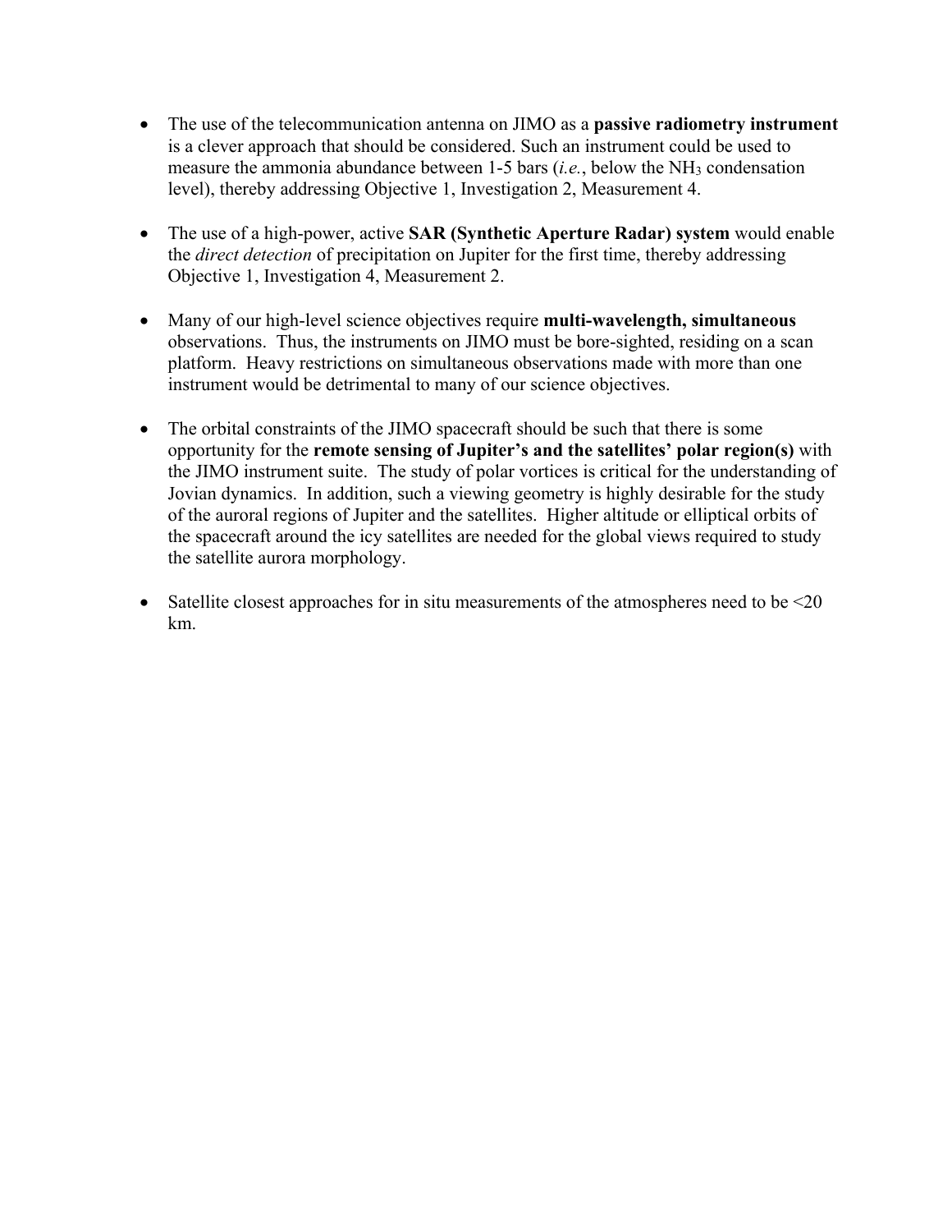- The use of the telecommunication antenna on JIMO as a **passive radiometry instrument** is a clever approach that should be considered. Such an instrument could be used to measure the ammonia abundance between 1-5 bars (*i.e.*, below the $NH_3$ condensation level), thereby addressing Objective 1, Investigation 2, Measurement 4.

- The use of a high-power, active **SAR (Synthetic Aperture Radar) system** would enable the *direct detection* of precipitation on Jupiter for the first time, thereby addressing Objective 1, Investigation 4, Measurement 2.

- Many of our high-level science objectives require **multi-wavelength, simultaneous** observations. Thus, the instruments on JIMO must be bore-sighted, residing on a scan platform. Heavy restrictions on simultaneous observations made with more than one instrument would be detrimental to many of our science objectives.

- The orbital constraints of the JIMO spacecraft should be such that there is some opportunity for the **remote sensing of Jupiter's and the satellites' polar region(s)** with the JIMO instrument suite. The study of polar vortices is critical for the understanding of Jovian dynamics. In addition, such a viewing geometry is highly desirable for the study of the auroral regions of Jupiter and the satellites. Higher altitude or elliptical orbits of the spacecraft around the icy satellites are needed for the global views required to study the satellite aurora morphology.

- Satellite closest approaches for in situ measurements of the atmospheres need to be <20 km.